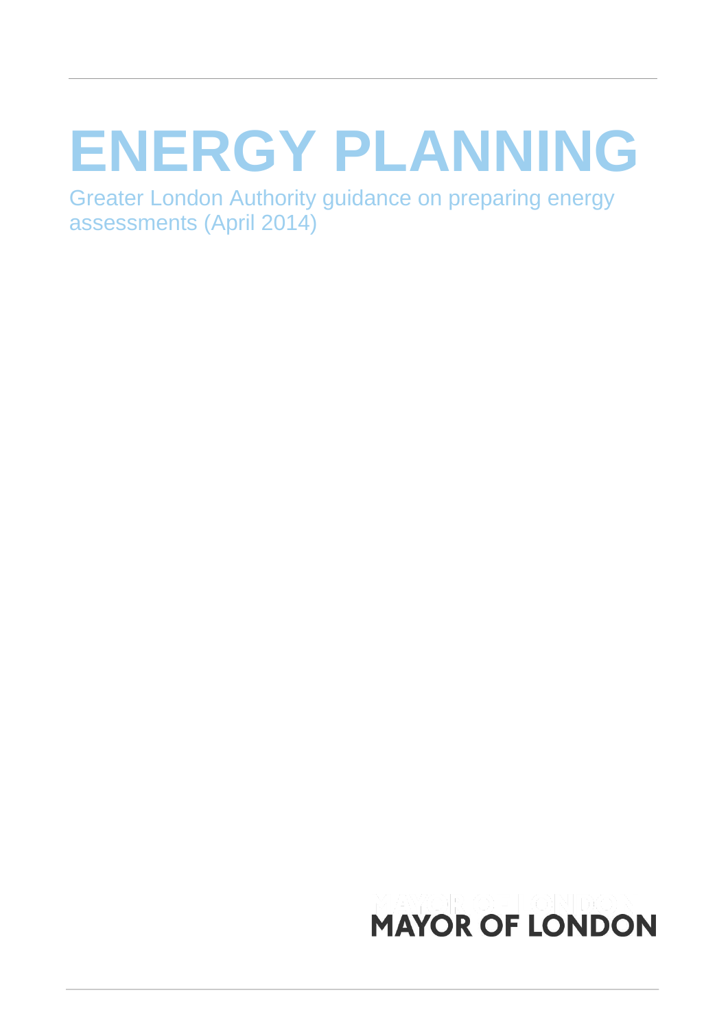# ENERGY PLANNING

Greater London Authority guidance on preparing energy assessments (April 2014)

MAYOR OF LONDON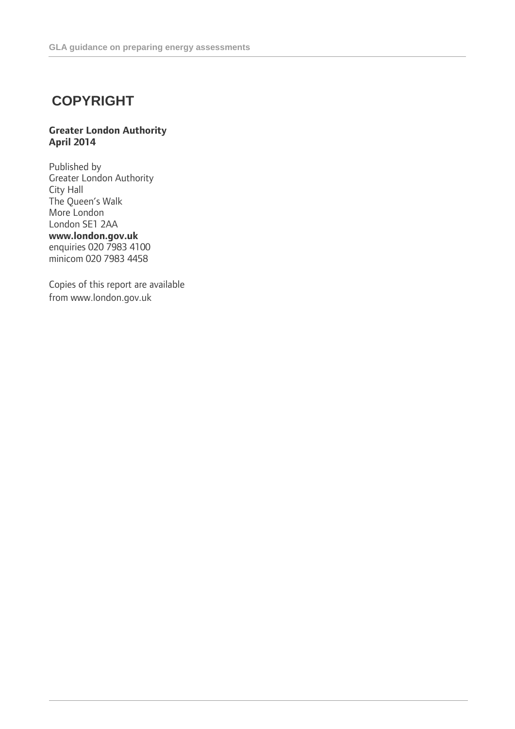# COPYRIGHT

**Greater London Authority**
**April 2014**

Published by
Greater London Authority
City Hall
The Queen's Walk
More London
London SE1 2AA
**www.london.gov.uk**
enquiries 020 7983 4100
minicom 020 7983 4458

Copies of this report are available from www.london.gov.uk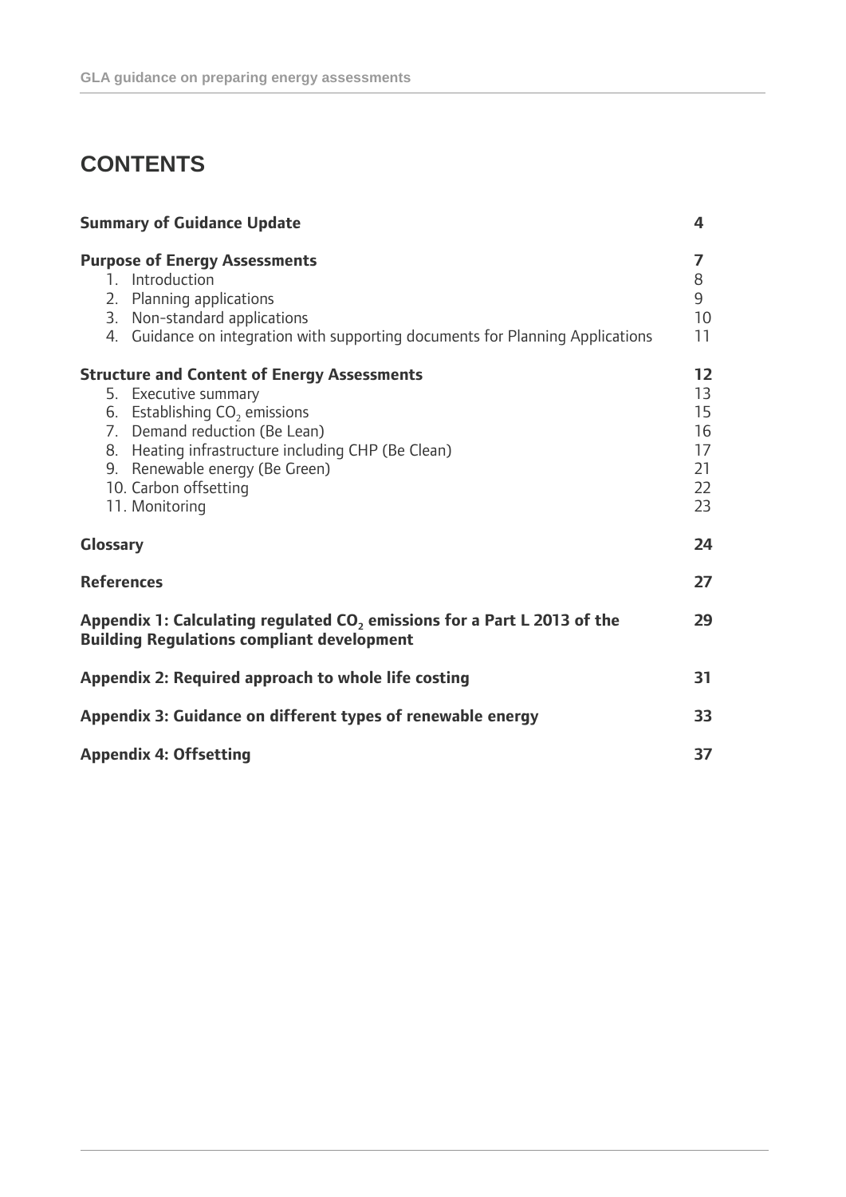# CONTENTS

| | |
|---|---|
| **Summary of Guidance Update** | **4** |
| **Purpose of Energy Assessments** | **7** |
| 1. Introduction | 8 |
| 2. Planning applications | 9 |
| 3. Non-standard applications | 10 |
| 4. Guidance on integration with supporting documents for Planning Applications | 11 |
| **Structure and Content of Energy Assessments** | **12** |
| 5. Executive summary | 13 |
| 6. Establishing $CO_2$ emissions | 15 |
| 7. Demand reduction (Be Lean) | 16 |
| 8. Heating infrastructure including CHP (Be Clean) | 17 |
| 9. Renewable energy (Be Green) | 21 |
| 10. Carbon offsetting | 22 |
| 11. Monitoring | 23 |
| **Glossary** | **24** |
| **References** | **27** |
| **Appendix 1: Calculating regulated $CO_2$ emissions for a Part L 2013 of the Building Regulations compliant development** | **29** |
| **Appendix 2: Required approach to whole life costing** | **31** |
| **Appendix 3: Guidance on different types of renewable energy** | **33** |
| **Appendix 4: Offsetting** | **37** |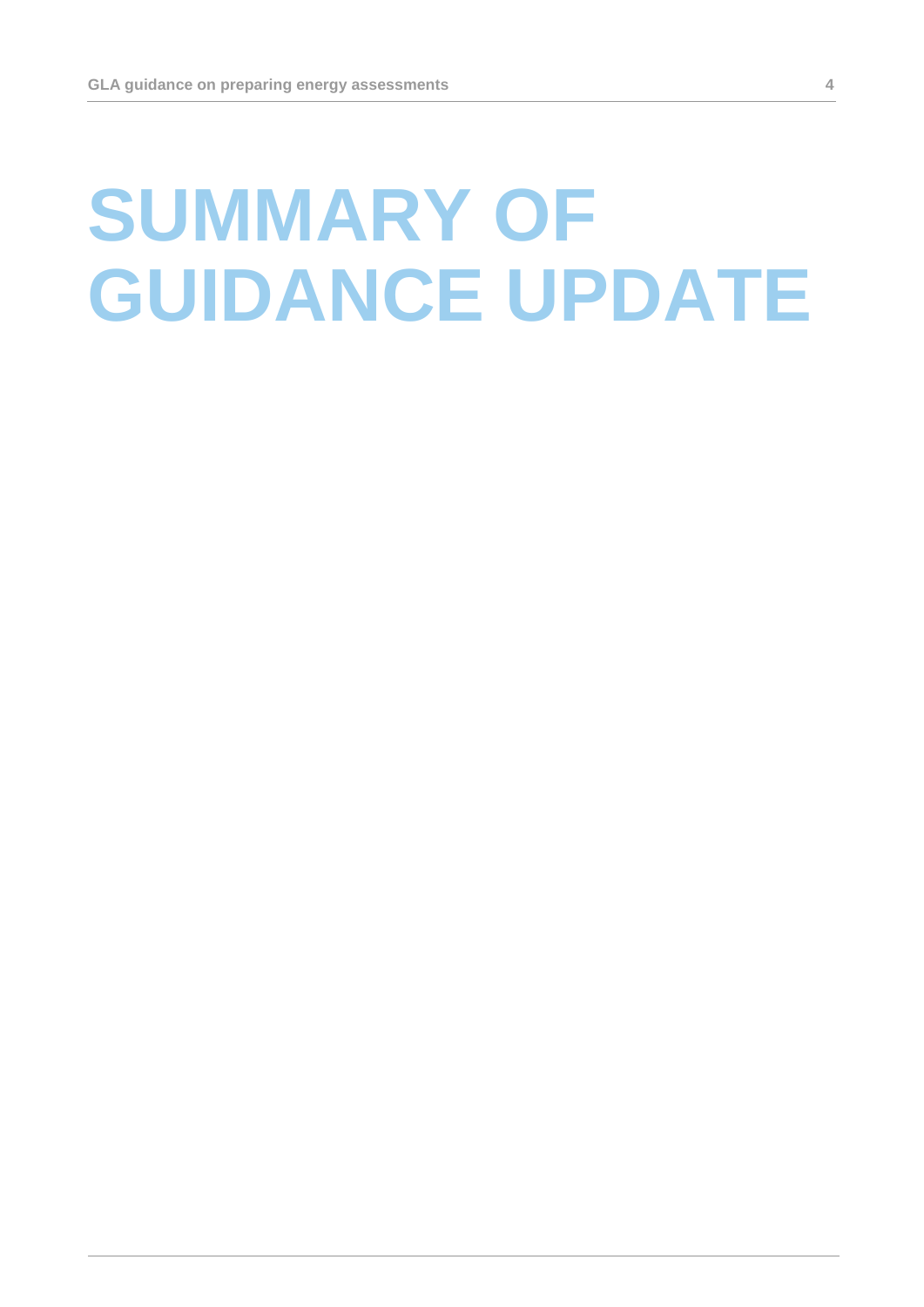# SUMMARY OF GUIDANCE UPDATE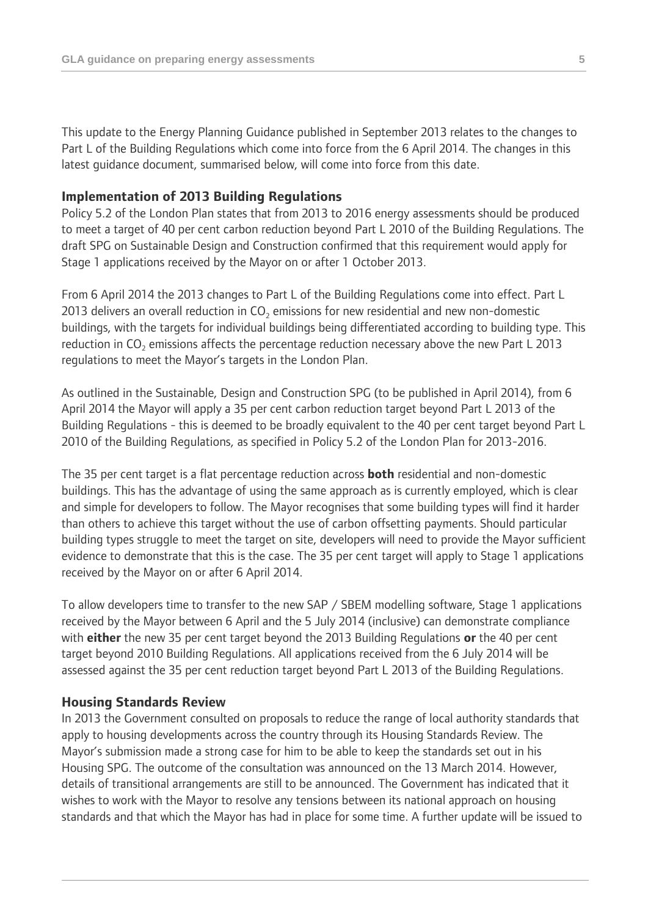This update to the Energy Planning Guidance published in September 2013 relates to the changes to Part L of the Building Regulations which come into force from the 6 April 2014. The changes in this latest guidance document, summarised below, will come into force from this date.

### Implementation of 2013 Building Regulations

Policy 5.2 of the London Plan states that from 2013 to 2016 energy assessments should be produced to meet a target of 40 per cent carbon reduction beyond Part L 2010 of the Building Regulations. The draft SPG on Sustainable Design and Construction confirmed that this requirement would apply for Stage 1 applications received by the Mayor on or after 1 October 2013.

From 6 April 2014 the 2013 changes to Part L of the Building Regulations come into effect. Part L 2013 delivers an overall reduction in $CO_2$ emissions for new residential and new non-domestic buildings, with the targets for individual buildings being differentiated according to building type. This reduction in $CO_2$ emissions affects the percentage reduction necessary above the new Part L 2013 regulations to meet the Mayor's targets in the London Plan.

As outlined in the Sustainable, Design and Construction SPG (to be published in April 2014), from 6 April 2014 the Mayor will apply a 35 per cent carbon reduction target beyond Part L 2013 of the Building Regulations - this is deemed to be broadly equivalent to the 40 per cent target beyond Part L 2010 of the Building Regulations, as specified in Policy 5.2 of the London Plan for 2013-2016.

The 35 per cent target is a flat percentage reduction across **both** residential and non-domestic buildings. This has the advantage of using the same approach as is currently employed, which is clear and simple for developers to follow. The Mayor recognises that some building types will find it harder than others to achieve this target without the use of carbon offsetting payments. Should particular building types struggle to meet the target on site, developers will need to provide the Mayor sufficient evidence to demonstrate that this is the case. The 35 per cent target will apply to Stage 1 applications received by the Mayor on or after 6 April 2014.

To allow developers time to transfer to the new SAP / SBEM modelling software, Stage 1 applications received by the Mayor between 6 April and the 5 July 2014 (inclusive) can demonstrate compliance with **either** the new 35 per cent target beyond the 2013 Building Regulations **or** the 40 per cent target beyond 2010 Building Regulations. All applications received from the 6 July 2014 will be assessed against the 35 per cent reduction target beyond Part L 2013 of the Building Regulations.

### Housing Standards Review

In 2013 the Government consulted on proposals to reduce the range of local authority standards that apply to housing developments across the country through its Housing Standards Review. The Mayor's submission made a strong case for him to be able to keep the standards set out in his Housing SPG. The outcome of the consultation was announced on the 13 March 2014. However, details of transitional arrangements are still to be announced. The Government has indicated that it wishes to work with the Mayor to resolve any tensions between its national approach on housing standards and that which the Mayor has had in place for some time. A further update will be issued to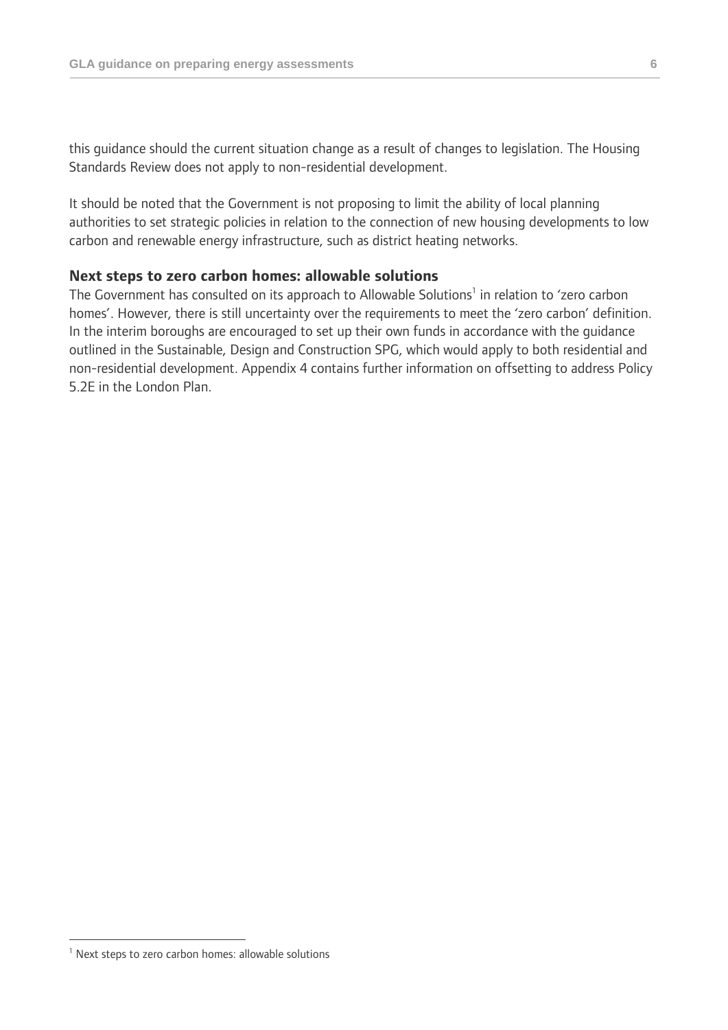this guidance should the current situation change as a result of changes to legislation. The Housing Standards Review does not apply to non-residential development.

It should be noted that the Government is not proposing to limit the ability of local planning authorities to set strategic policies in relation to the connection of new housing developments to low carbon and renewable energy infrastructure, such as district heating networks.

### Next steps to zero carbon homes: allowable solutions

The Government has consulted on its approach to Allowable Solutions[1] in relation to 'zero carbon homes'. However, there is still uncertainty over the requirements to meet the 'zero carbon' definition. In the interim boroughs are encouraged to set up their own funds in accordance with the guidance outlined in the Sustainable, Design and Construction SPG, which would apply to both residential and non-residential development. Appendix 4 contains further information on offsetting to address Policy 5.2E in the London Plan.

[1] Next steps to zero carbon homes: allowable solutions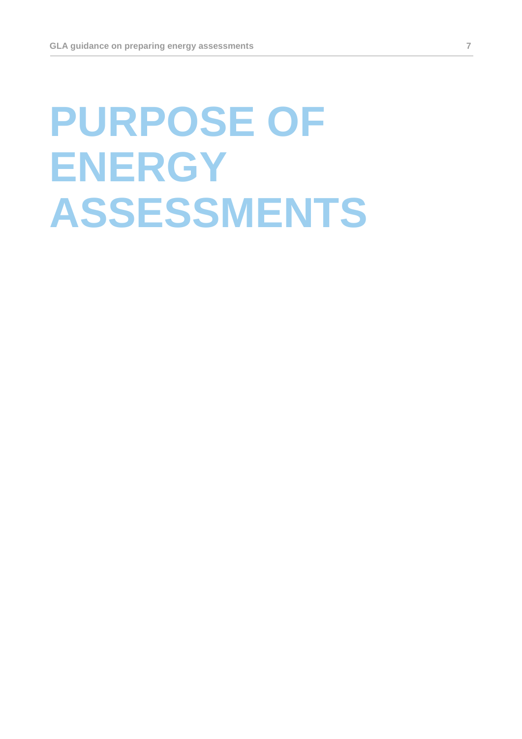# PURPOSE OF ENERGY ASSESSMENTS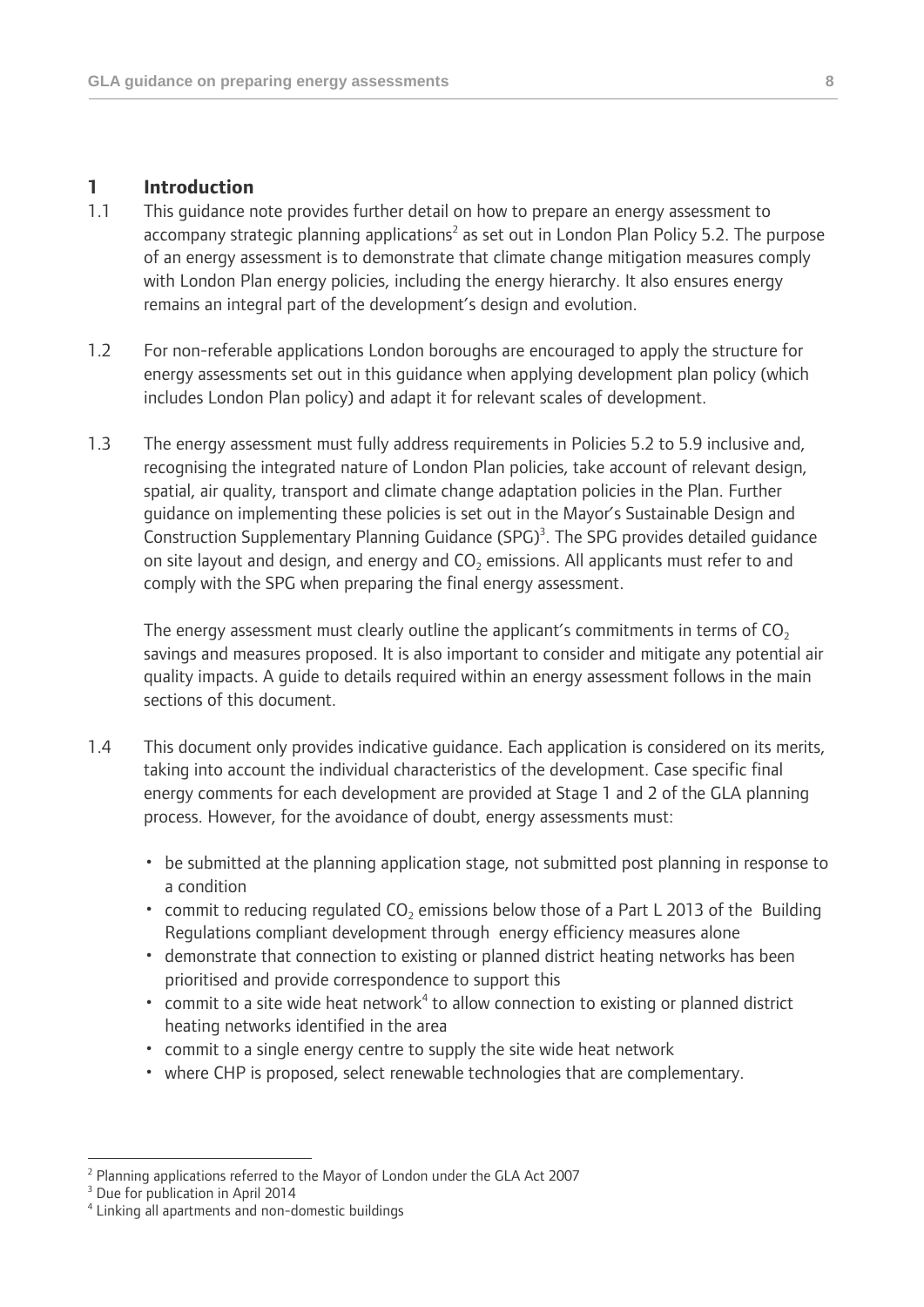# 1 Introduction

1.1 This guidance note provides further detail on how to prepare an energy assessment to accompany strategic planning applications[2] as set out in London Plan Policy 5.2. The purpose of an energy assessment is to demonstrate that climate change mitigation measures comply with London Plan energy policies, including the energy hierarchy. It also ensures energy remains an integral part of the development's design and evolution.

1.2 For non-referable applications London boroughs are encouraged to apply the structure for energy assessments set out in this guidance when applying development plan policy (which includes London Plan policy) and adapt it for relevant scales of development.

1.3 The energy assessment must fully address requirements in Policies 5.2 to 5.9 inclusive and, recognising the integrated nature of London Plan policies, take account of relevant design, spatial, air quality, transport and climate change adaptation policies in the Plan. Further guidance on implementing these policies is set out in the Mayor's Sustainable Design and Construction Supplementary Planning Guidance (SPG)[3]. The SPG provides detailed guidance on site layout and design, and energy and $CO_2$ emissions. All applicants must refer to and comply with the SPG when preparing the final energy assessment.

The energy assessment must clearly outline the applicant's commitments in terms of $CO_2$ savings and measures proposed. It is also important to consider and mitigate any potential air quality impacts. A guide to details required within an energy assessment follows in the main sections of this document.

1.4 This document only provides indicative guidance. Each application is considered on its merits, taking into account the individual characteristics of the development. Case specific final energy comments for each development are provided at Stage 1 and 2 of the GLA planning process. However, for the avoidance of doubt, energy assessments must:

- be submitted at the planning application stage, not submitted post planning in response to a condition
- commit to reducing regulated $CO_2$ emissions below those of a Part L 2013 of the Building Regulations compliant development through energy efficiency measures alone
- demonstrate that connection to existing or planned district heating networks has been prioritised and provide correspondence to support this
- commit to a site wide heat network[4] to allow connection to existing or planned district heating networks identified in the area
- commit to a single energy centre to supply the site wide heat network
- where CHP is proposed, select renewable technologies that are complementary.

---

[2] Planning applications referred to the Mayor of London under the GLA Act 2007

[3] Due for publication in April 2014

[4] Linking all apartments and non-domestic buildings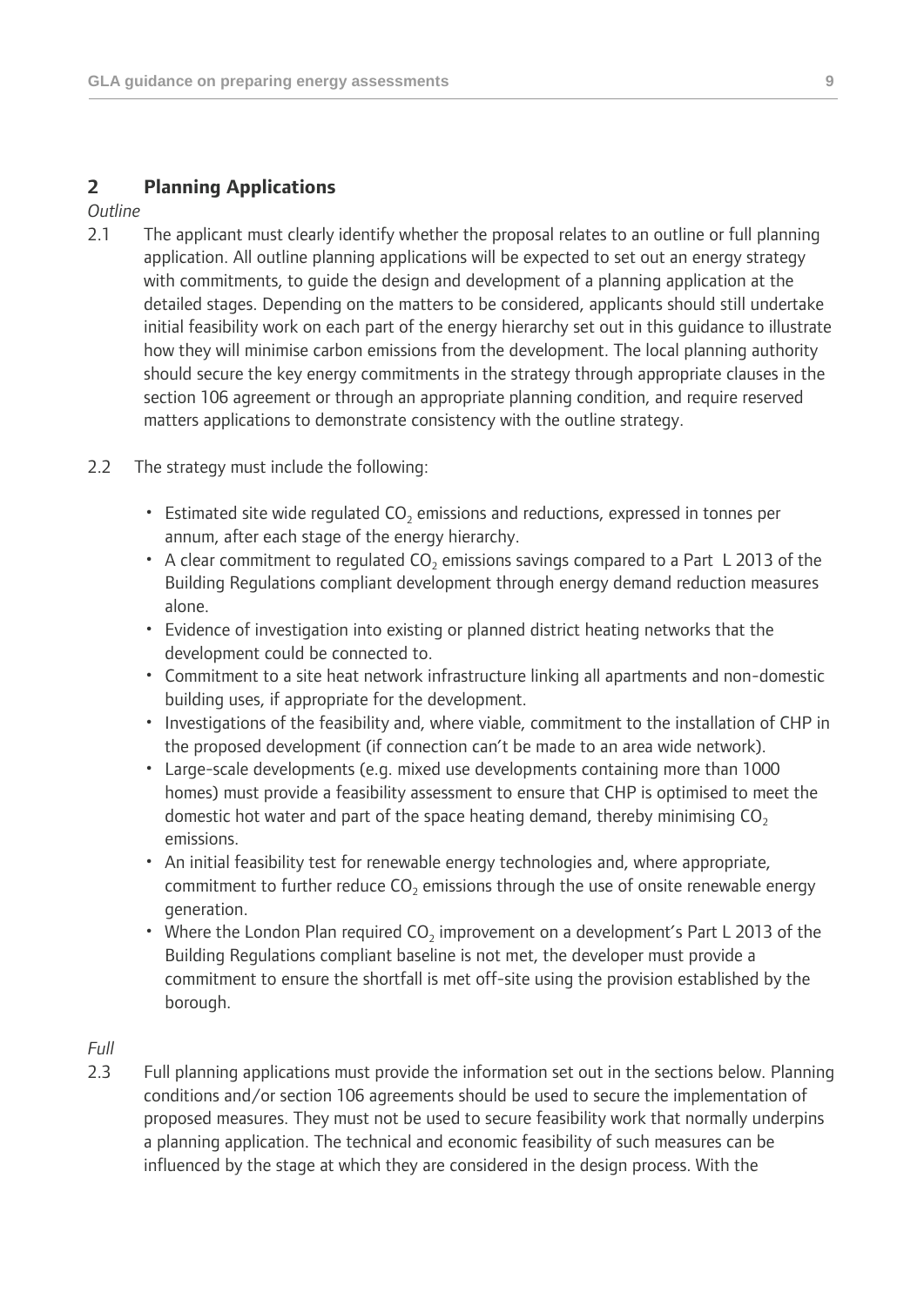## 2 Planning Applications

*Outline*

2.1 The applicant must clearly identify whether the proposal relates to an outline or full planning application. All outline planning applications will be expected to set out an energy strategy with commitments, to guide the design and development of a planning application at the detailed stages. Depending on the matters to be considered, applicants should still undertake initial feasibility work on each part of the energy hierarchy set out in this guidance to illustrate how they will minimise carbon emissions from the development. The local planning authority should secure the key energy commitments in the strategy through appropriate clauses in the section 106 agreement or through an appropriate planning condition, and require reserved matters applications to demonstrate consistency with the outline strategy.

2.2 The strategy must include the following:

- Estimated site wide regulated $CO_2$ emissions and reductions, expressed in tonnes per annum, after each stage of the energy hierarchy.
- A clear commitment to regulated $CO_2$ emissions savings compared to a Part L 2013 of the Building Regulations compliant development through energy demand reduction measures alone.
- Evidence of investigation into existing or planned district heating networks that the development could be connected to.
- Commitment to a site heat network infrastructure linking all apartments and non-domestic building uses, if appropriate for the development.
- Investigations of the feasibility and, where viable, commitment to the installation of CHP in the proposed development (if connection can't be made to an area wide network).
- Large-scale developments (e.g. mixed use developments containing more than 1000 homes) must provide a feasibility assessment to ensure that CHP is optimised to meet the domestic hot water and part of the space heating demand, thereby minimising $CO_2$ emissions.
- An initial feasibility test for renewable energy technologies and, where appropriate, commitment to further reduce $CO_2$ emissions through the use of onsite renewable energy generation.
- Where the London Plan required $CO_2$ improvement on a development's Part L 2013 of the Building Regulations compliant baseline is not met, the developer must provide a commitment to ensure the shortfall is met off-site using the provision established by the borough.

*Full*

2.3 Full planning applications must provide the information set out in the sections below. Planning conditions and/or section 106 agreements should be used to secure the implementation of proposed measures. They must not be used to secure feasibility work that normally underpins a planning application. The technical and economic feasibility of such measures can be influenced by the stage at which they are considered in the design process. With the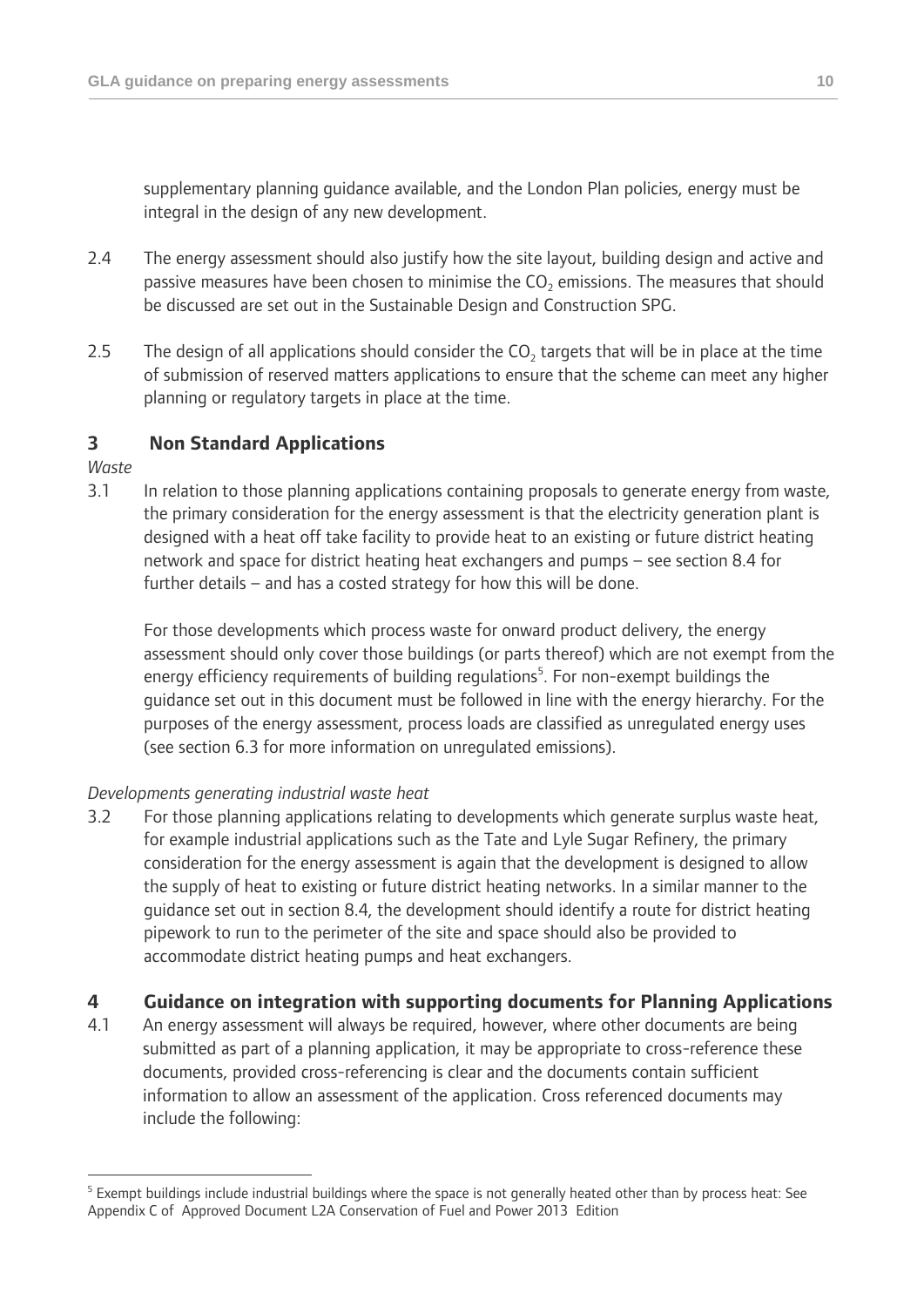supplementary planning guidance available, and the London Plan policies, energy must be integral in the design of any new development.

2.4 The energy assessment should also justify how the site layout, building design and active and passive measures have been chosen to minimise the $CO_2$ emissions. The measures that should be discussed are set out in the Sustainable Design and Construction SPG.

2.5 The design of all applications should consider the $CO_2$ targets that will be in place at the time of submission of reserved matters applications to ensure that the scheme can meet any higher planning or regulatory targets in place at the time.

## 3 Non Standard Applications

*Waste*

3.1 In relation to those planning applications containing proposals to generate energy from waste, the primary consideration for the energy assessment is that the electricity generation plant is designed with a heat off take facility to provide heat to an existing or future district heating network and space for district heating heat exchangers and pumps – see section 8.4 for further details – and has a costed strategy for how this will be done.

For those developments which process waste for onward product delivery, the energy assessment should only cover those buildings (or parts thereof) which are not exempt from the energy efficiency requirements of building regulations[5]. For non-exempt buildings the guidance set out in this document must be followed in line with the energy hierarchy. For the purposes of the energy assessment, process loads are classified as unregulated energy uses (see section 6.3 for more information on unregulated emissions).

*Developments generating industrial waste heat*

3.2 For those planning applications relating to developments which generate surplus waste heat, for example industrial applications such as the Tate and Lyle Sugar Refinery, the primary consideration for the energy assessment is again that the development is designed to allow the supply of heat to existing or future district heating networks. In a similar manner to the guidance set out in section 8.4, the development should identify a route for district heating pipework to run to the perimeter of the site and space should also be provided to accommodate district heating pumps and heat exchangers.

## 4 Guidance on integration with supporting documents for Planning Applications

4.1 An energy assessment will always be required, however, where other documents are being submitted as part of a planning application, it may be appropriate to cross-reference these documents, provided cross-referencing is clear and the documents contain sufficient information to allow an assessment of the application. Cross referenced documents may include the following:

[5] Exempt buildings include industrial buildings where the space is not generally heated other than by process heat: See Appendix C of Approved Document L2A Conservation of Fuel and Power 2013 Edition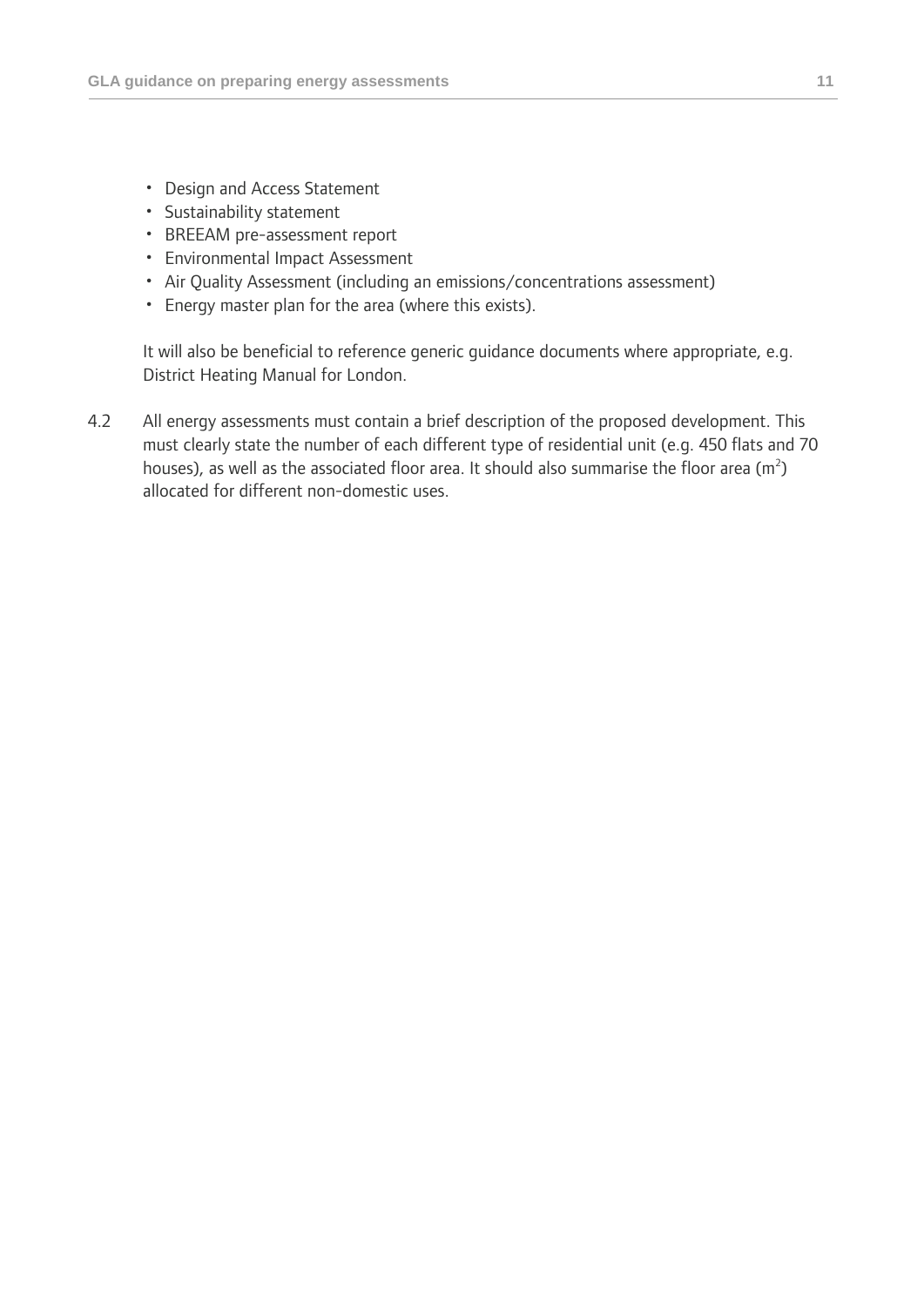- Design and Access Statement
- Sustainability statement
- BREEAM pre-assessment report
- Environmental Impact Assessment
- Air Quality Assessment (including an emissions/concentrations assessment)
- Energy master plan for the area (where this exists).

It will also be beneficial to reference generic guidance documents where appropriate, e.g. District Heating Manual for London.

4.2 All energy assessments must contain a brief description of the proposed development. This must clearly state the number of each different type of residential unit (e.g. 450 flats and 70 houses), as well as the associated floor area. It should also summarise the floor area ($m^2$) allocated for different non-domestic uses.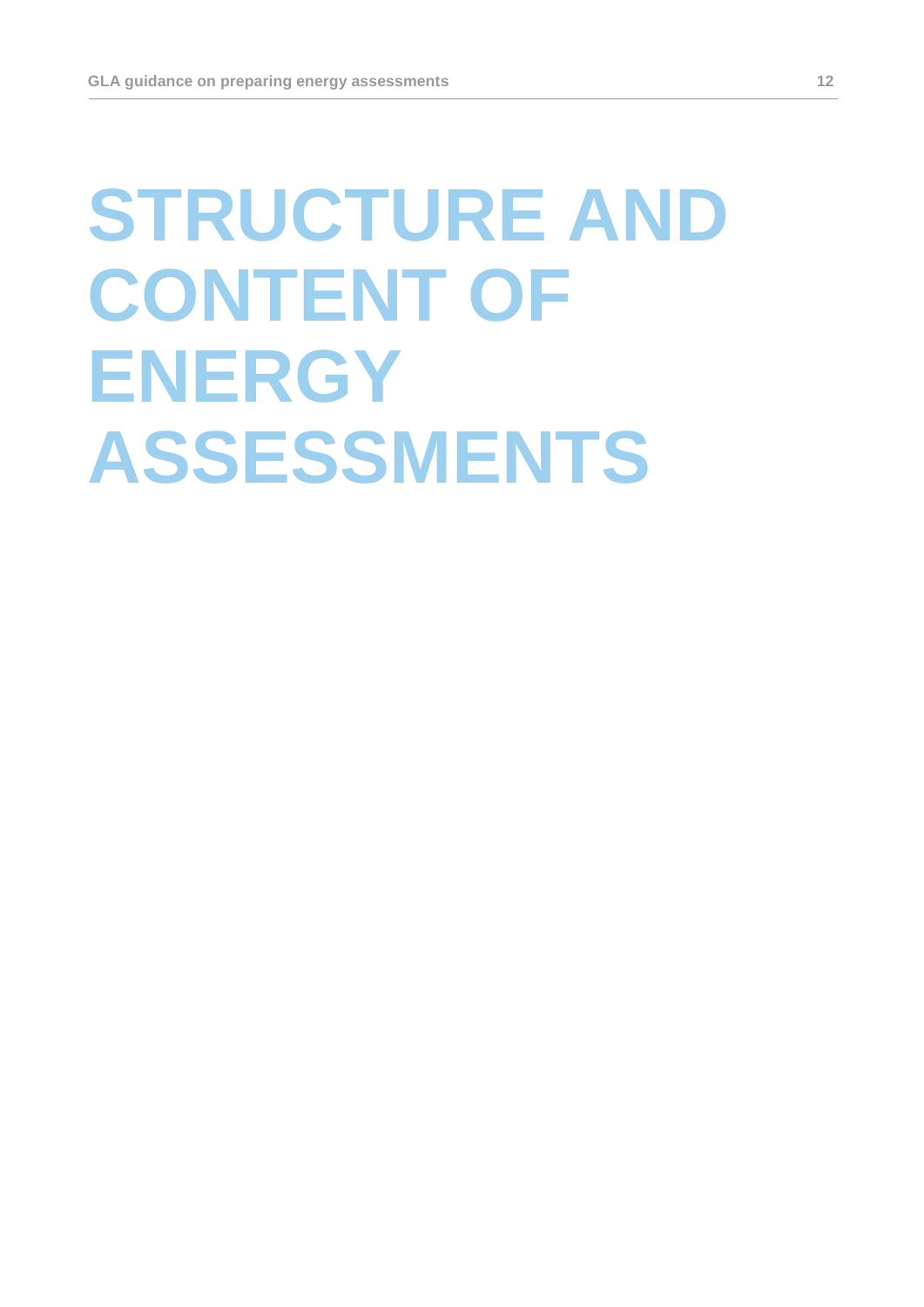# STRUCTURE AND CONTENT OF ENERGY ASSESSMENTS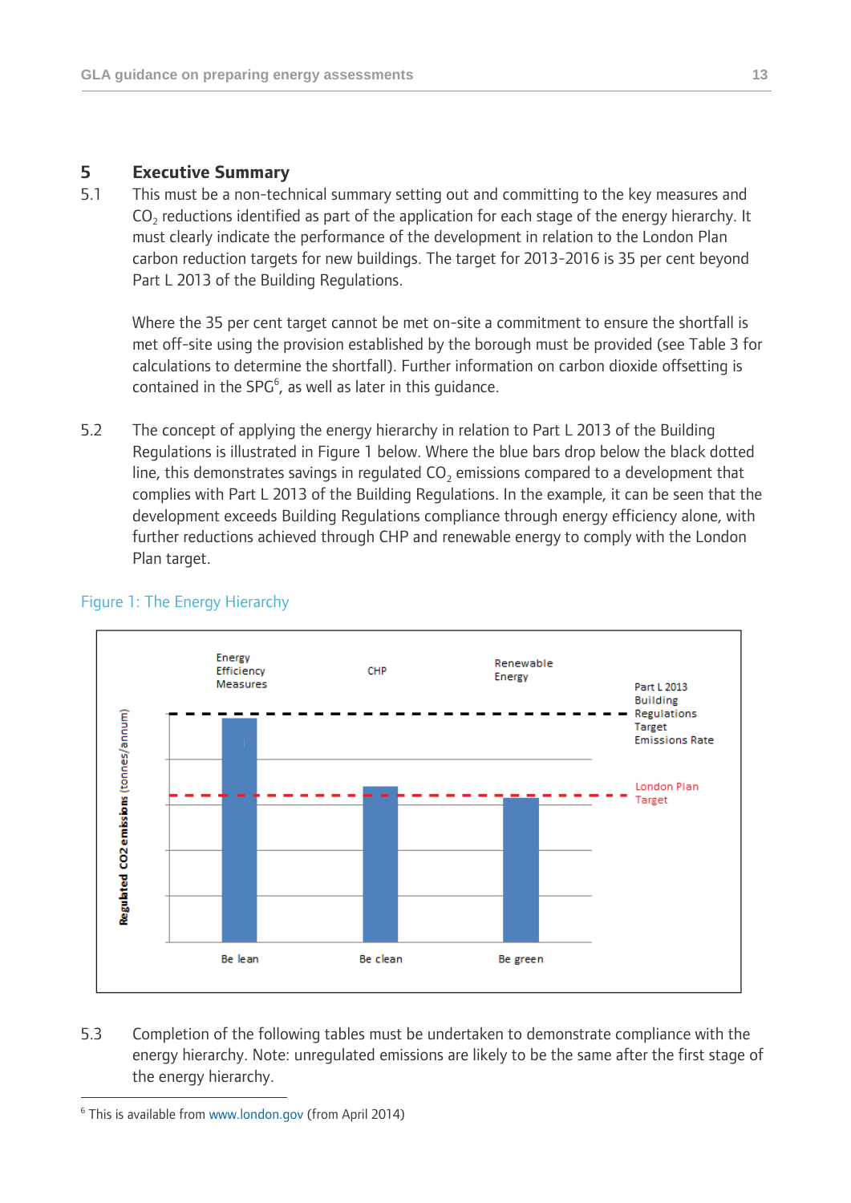## 5 Executive Summary

5.1 This must be a non-technical summary setting out and committing to the key measures and $CO_2$ reductions identified as part of the application for each stage of the energy hierarchy. It must clearly indicate the performance of the development in relation to the London Plan carbon reduction targets for new buildings. The target for 2013-2016 is 35 per cent beyond Part L 2013 of the Building Regulations.

Where the 35 per cent target cannot be met on-site a commitment to ensure the shortfall is met off-site using the provision established by the borough must be provided (see Table 3 for calculations to determine the shortfall). Further information on carbon dioxide offsetting is contained in the SPG[6], as well as later in this guidance.

5.2 The concept of applying the energy hierarchy in relation to Part L 2013 of the Building Regulations is illustrated in Figure 1 below. Where the blue bars drop below the black dotted line, this demonstrates savings in regulated $CO_2$ emissions compared to a development that complies with Part L 2013 of the Building Regulations. In the example, it can be seen that the development exceeds Building Regulations compliance through energy efficiency alone, with further reductions achieved through CHP and renewable energy to comply with the London Plan target.

Figure 1: The Energy Hierarchy

5.3 Completion of the following tables must be undertaken to demonstrate compliance with the energy hierarchy. Note: unregulated emissions are likely to be the same after the first stage of the energy hierarchy.

[6] This is available from www.london.gov (from April 2014)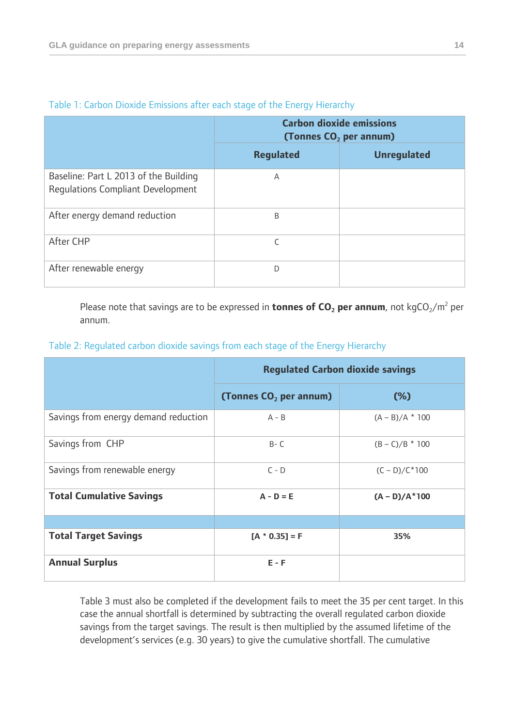Table 1: Carbon Dioxide Emissions after each stage of the Energy Hierarchy

| | Carbon dioxide emissions (Tonnes $CO_2$ per annum) | |
|---|---|---|
| | Regulated | Unregulated |
| Baseline: Part L 2013 of the Building Regulations Compliant Development | A | |
| After energy demand reduction | B | |
| After CHP | C | |
| After renewable energy | D | |

Please note that savings are to be expressed in **tonnes of $CO_2$ per annum**, not $kgCO_2/m^2$ per annum.

Table 2: Regulated carbon dioxide savings from each stage of the Energy Hierarchy

| | Regulated Carbon dioxide savings | |
|---|---|---|
| | (Tonnes $CO_2$ per annum) | (%) |
| Savings from energy demand reduction | A - B | (A – B)/A * 100 |
| Savings from CHP | B- C | (B – C)/B * 100 |
| Savings from renewable energy | C - D | (C – D)/C*100 |
| **Total Cumulative Savings** | **A - D = E** | **(A – D)/A*100** |
| | | |
| **Total Target Savings** | **[A * 0.35] = F** | **35%** |
| **Annual Surplus** | **E - F** | |

Table 3 must also be completed if the development fails to meet the 35 per cent target. In this case the annual shortfall is determined by subtracting the overall regulated carbon dioxide savings from the target savings. The result is then multiplied by the assumed lifetime of the development's services (e.g. 30 years) to give the cumulative shortfall. The cumulative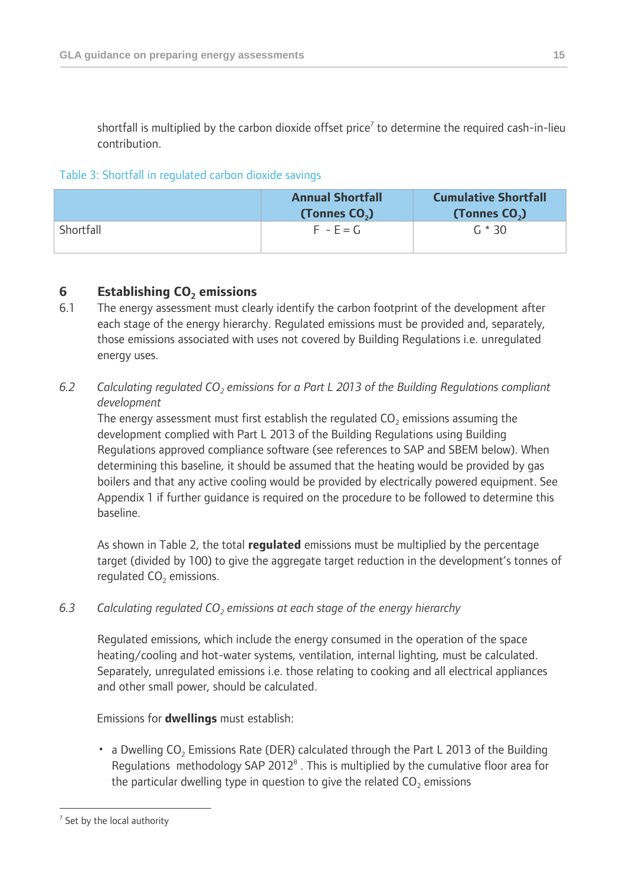shortfall is multiplied by the carbon dioxide offset price[7] to determine the required cash-in-lieu contribution.

Table 3: Shortfall in regulated carbon dioxide savings

| | Annual Shortfall (Tonnes $CO_2$) | Cumulative Shortfall (Tonnes $CO_2$) |
|---|---|---|
| Shortfall | F - E = G | G * 30 |

## 6 Establishing $CO_2$ emissions

6.1 The energy assessment must clearly identify the carbon footprint of the development after each stage of the energy hierarchy. Regulated emissions must be provided and, separately, those emissions associated with uses not covered by Building Regulations i.e. unregulated energy uses.

*6.2 Calculating regulated $CO_2$ emissions for a Part L 2013 of the Building Regulations compliant development*

The energy assessment must first establish the regulated $CO_2$ emissions assuming the development complied with Part L 2013 of the Building Regulations using Building Regulations approved compliance software (see references to SAP and SBEM below). When determining this baseline, it should be assumed that the heating would be provided by gas boilers and that any active cooling would be provided by electrically powered equipment. See Appendix 1 if further guidance is required on the procedure to be followed to determine this baseline.

As shown in Table 2, the total **regulated** emissions must be multiplied by the percentage target (divided by 100) to give the aggregate target reduction in the development's tonnes of regulated $CO_2$ emissions.

*6.3 Calculating regulated $CO_2$ emissions at each stage of the energy hierarchy*

Regulated emissions, which include the energy consumed in the operation of the space heating/cooling and hot-water systems, ventilation, internal lighting, must be calculated. Separately, unregulated emissions i.e. those relating to cooking and all electrical appliances and other small power, should be calculated.

Emissions for **dwellings** must establish:

- a Dwelling $CO_2$ Emissions Rate (DER) calculated through the Part L 2013 of the Building Regulations methodology SAP 2012[8] . This is multiplied by the cumulative floor area for the particular dwelling type in question to give the related $CO_2$ emissions

[7] Set by the local authority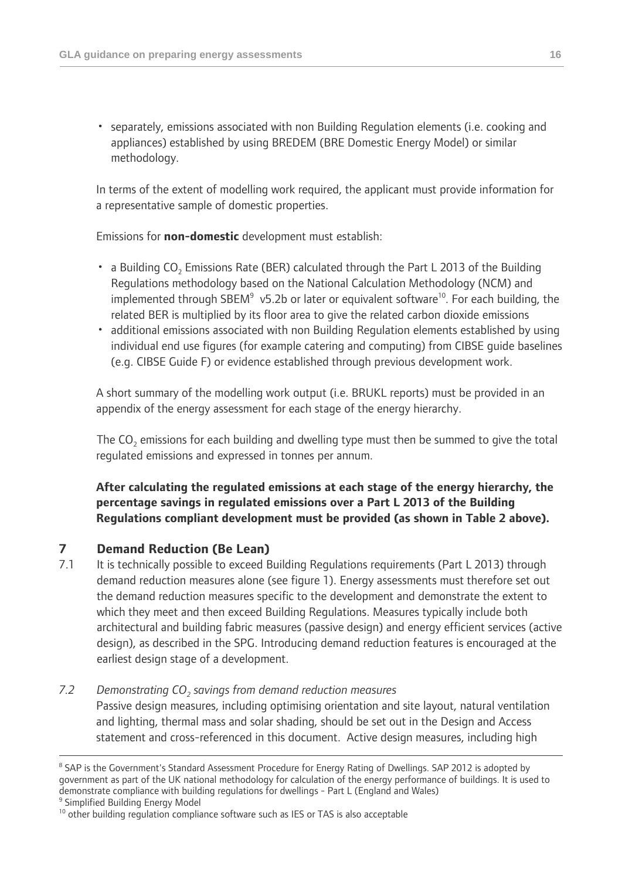- separately, emissions associated with non Building Regulation elements (i.e. cooking and appliances) established by using BREDEM (BRE Domestic Energy Model) or similar methodology.

In terms of the extent of modelling work required, the applicant must provide information for a representative sample of domestic properties.

Emissions for **non-domestic** development must establish:

- a Building $CO_2$ Emissions Rate (BER) calculated through the Part L 2013 of the Building Regulations methodology based on the National Calculation Methodology (NCM) and implemented through SBEM[9] v5.2b or later or equivalent software[10]. For each building, the related BER is multiplied by its floor area to give the related carbon dioxide emissions
- additional emissions associated with non Building Regulation elements established by using individual end use figures (for example catering and computing) from CIBSE guide baselines (e.g. CIBSE Guide F) or evidence established through previous development work.

A short summary of the modelling work output (i.e. BRUKL reports) must be provided in an appendix of the energy assessment for each stage of the energy hierarchy.

The $CO_2$ emissions for each building and dwelling type must then be summed to give the total regulated emissions and expressed in tonnes per annum.

**After calculating the regulated emissions at each stage of the energy hierarchy, the percentage savings in regulated emissions over a Part L 2013 of the Building Regulations compliant development must be provided (as shown in Table 2 above).**

## 7 Demand Reduction (Be Lean)

7.1 It is technically possible to exceed Building Regulations requirements (Part L 2013) through demand reduction measures alone (see figure 1). Energy assessments must therefore set out the demand reduction measures specific to the development and demonstrate the extent to which they meet and then exceed Building Regulations. Measures typically include both architectural and building fabric measures (passive design) and energy efficient services (active design), as described in the SPG. Introducing demand reduction features is encouraged at the earliest design stage of a development.

7.2 *Demonstrating $CO_2$ savings from demand reduction measures*

Passive design measures, including optimising orientation and site layout, natural ventilation and lighting, thermal mass and solar shading, should be set out in the Design and Access statement and cross-referenced in this document. Active design measures, including high

---

[8] SAP is the Government's Standard Assessment Procedure for Energy Rating of Dwellings. SAP 2012 is adopted by government as part of the UK national methodology for calculation of the energy performance of buildings. It is used to demonstrate compliance with building regulations for dwellings - Part L (England and Wales)

[9] Simplified Building Energy Model

[10] other building regulation compliance software such as IES or TAS is also acceptable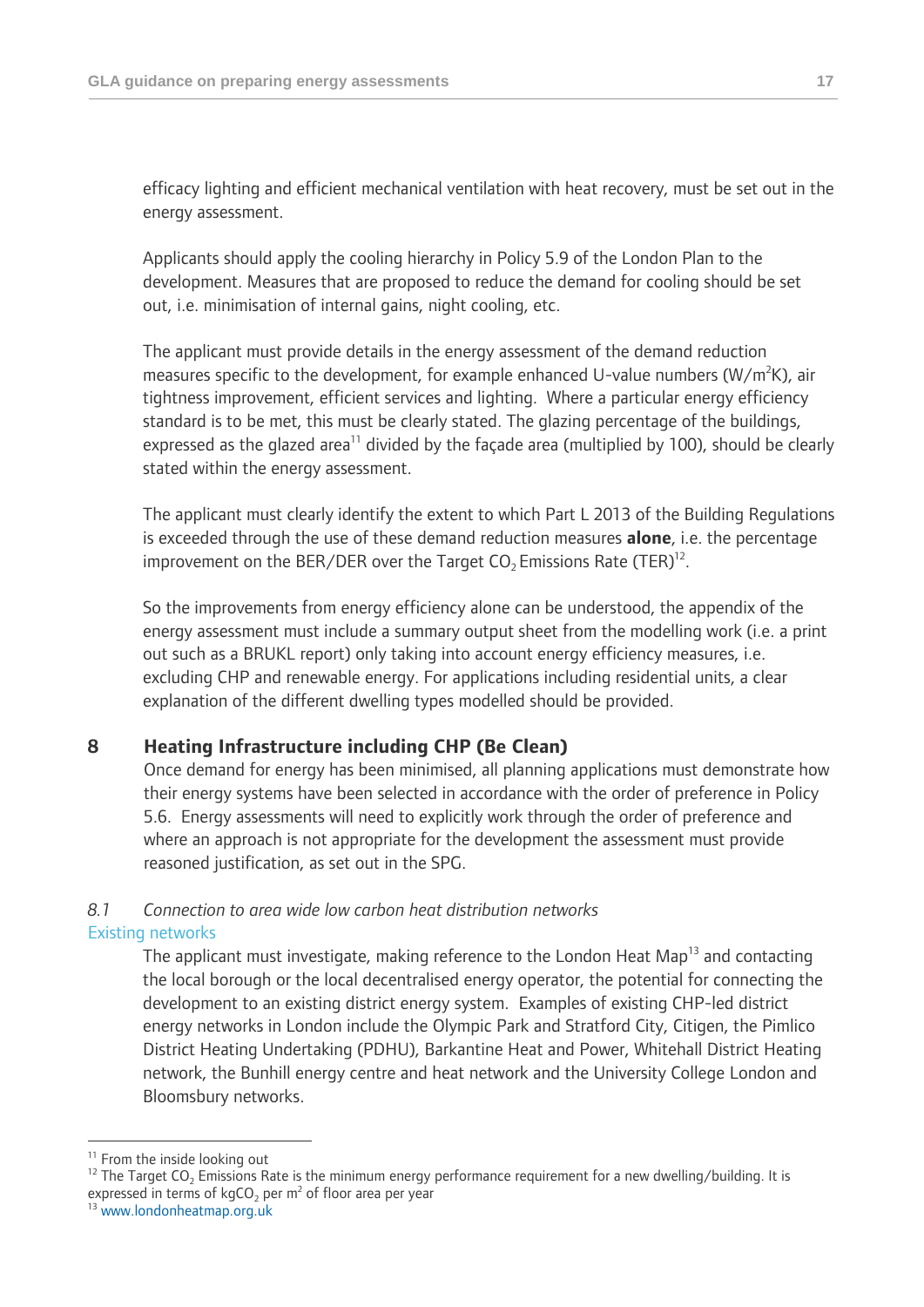efficacy lighting and efficient mechanical ventilation with heat recovery, must be set out in the energy assessment.

Applicants should apply the cooling hierarchy in Policy 5.9 of the London Plan to the development. Measures that are proposed to reduce the demand for cooling should be set out, i.e. minimisation of internal gains, night cooling, etc.

The applicant must provide details in the energy assessment of the demand reduction measures specific to the development, for example enhanced U-value numbers ($W/m^2K$), air tightness improvement, efficient services and lighting. Where a particular energy efficiency standard is to be met, this must be clearly stated. The glazing percentage of the buildings, expressed as the glazed area[11] divided by the façade area (multiplied by 100), should be clearly stated within the energy assessment.

The applicant must clearly identify the extent to which Part L 2013 of the Building Regulations is exceeded through the use of these demand reduction measures **alone**, i.e. the percentage improvement on the BER/DER over the Target $CO_2$ Emissions Rate (TER)[12].

So the improvements from energy efficiency alone can be understood, the appendix of the energy assessment must include a summary output sheet from the modelling work (i.e. a print out such as a BRUKL report) only taking into account energy efficiency measures, i.e. excluding CHP and renewable energy. For applications including residential units, a clear explanation of the different dwelling types modelled should be provided.

## 8 Heating Infrastructure including CHP (Be Clean)

Once demand for energy has been minimised, all planning applications must demonstrate how their energy systems have been selected in accordance with the order of preference in Policy 5.6. Energy assessments will need to explicitly work through the order of preference and where an approach is not appropriate for the development the assessment must provide reasoned justification, as set out in the SPG.

### *8.1 Connection to area wide low carbon heat distribution networks*

#### Existing networks

The applicant must investigate, making reference to the London Heat Map[13] and contacting the local borough or the local decentralised energy operator, the potential for connecting the development to an existing district energy system. Examples of existing CHP-led district energy networks in London include the Olympic Park and Stratford City, Citigen, the Pimlico District Heating Undertaking (PDHU), Barkantine Heat and Power, Whitehall District Heating network, the Bunhill energy centre and heat network and the University College London and Bloomsbury networks.

---

[11] From the inside looking out

[12] The Target $CO_2$ Emissions Rate is the minimum energy performance requirement for a new dwelling/building. It is expressed in terms of $kgCO_2$ per $m^2$ of floor area per year

[13] www.londonheatmap.org.uk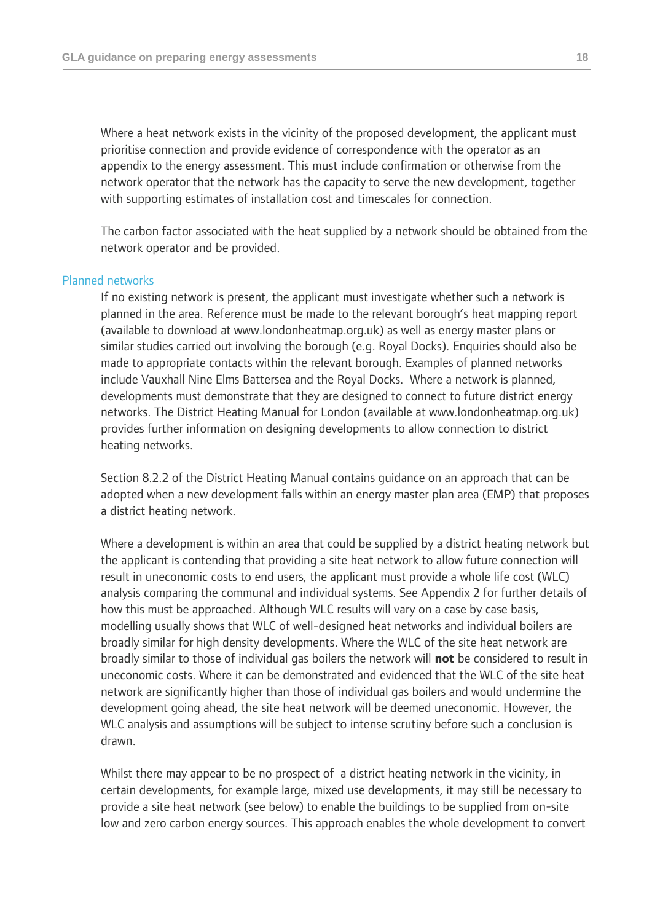Where a heat network exists in the vicinity of the proposed development, the applicant must prioritise connection and provide evidence of correspondence with the operator as an appendix to the energy assessment. This must include confirmation or otherwise from the network operator that the network has the capacity to serve the new development, together with supporting estimates of installation cost and timescales for connection.

The carbon factor associated with the heat supplied by a network should be obtained from the network operator and be provided.

### Planned networks

If no existing network is present, the applicant must investigate whether such a network is planned in the area. Reference must be made to the relevant borough's heat mapping report (available to download at www.londonheatmap.org.uk) as well as energy master plans or similar studies carried out involving the borough (e.g. Royal Docks). Enquiries should also be made to appropriate contacts within the relevant borough. Examples of planned networks include Vauxhall Nine Elms Battersea and the Royal Docks. Where a network is planned, developments must demonstrate that they are designed to connect to future district energy networks. The District Heating Manual for London (available at www.londonheatmap.org.uk) provides further information on designing developments to allow connection to district heating networks.

Section 8.2.2 of the District Heating Manual contains guidance on an approach that can be adopted when a new development falls within an energy master plan area (EMP) that proposes a district heating network.

Where a development is within an area that could be supplied by a district heating network but the applicant is contending that providing a site heat network to allow future connection will result in uneconomic costs to end users, the applicant must provide a whole life cost (WLC) analysis comparing the communal and individual systems. See Appendix 2 for further details of how this must be approached. Although WLC results will vary on a case by case basis, modelling usually shows that WLC of well-designed heat networks and individual boilers are broadly similar for high density developments. Where the WLC of the site heat network are broadly similar to those of individual gas boilers the network will **not** be considered to result in uneconomic costs. Where it can be demonstrated and evidenced that the WLC of the site heat network are significantly higher than those of individual gas boilers and would undermine the development going ahead, the site heat network will be deemed uneconomic. However, the WLC analysis and assumptions will be subject to intense scrutiny before such a conclusion is drawn.

Whilst there may appear to be no prospect of a district heating network in the vicinity, in certain developments, for example large, mixed use developments, it may still be necessary to provide a site heat network (see below) to enable the buildings to be supplied from on-site low and zero carbon energy sources. This approach enables the whole development to convert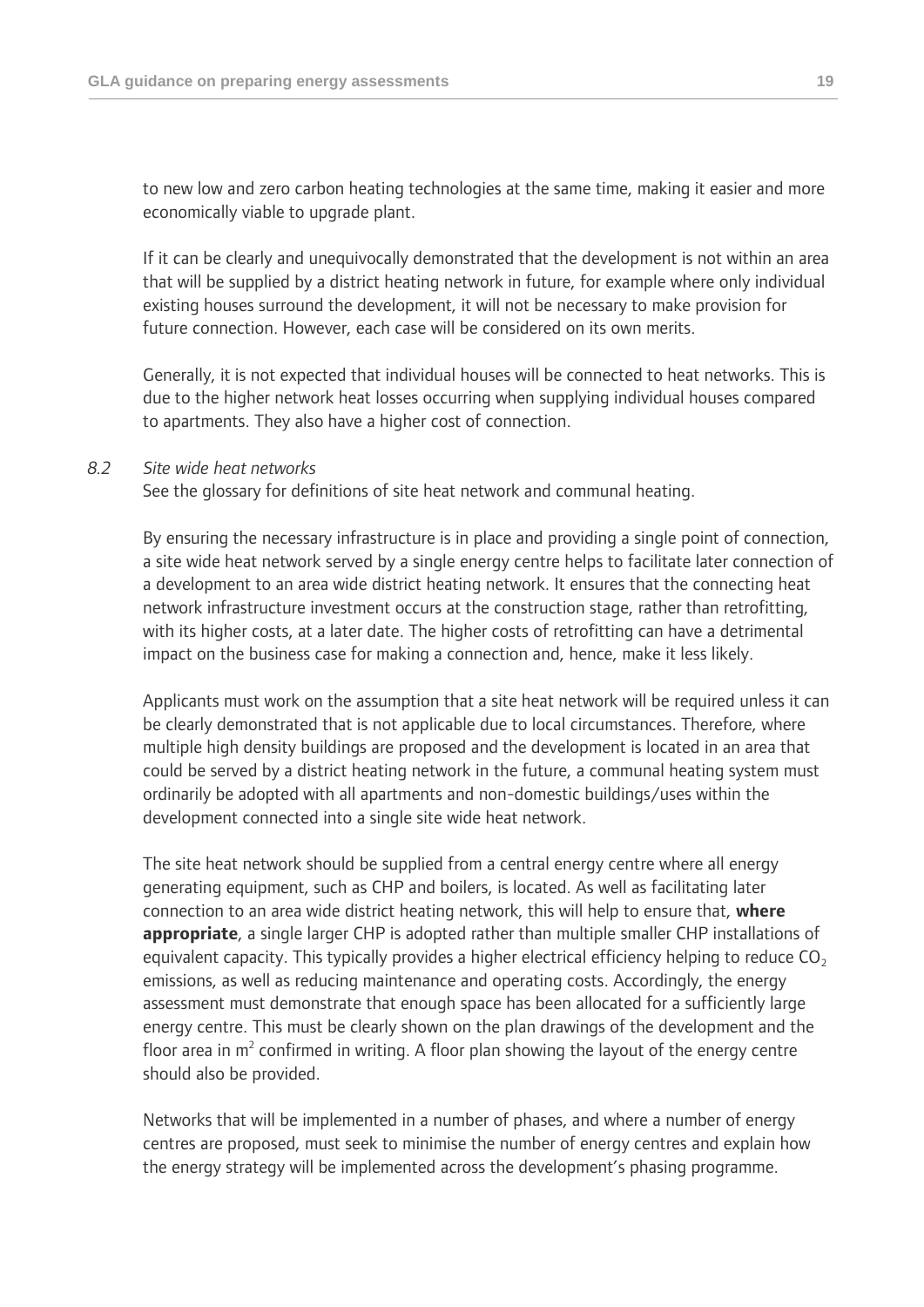to new low and zero carbon heating technologies at the same time, making it easier and more economically viable to upgrade plant.

If it can be clearly and unequivocally demonstrated that the development is not within an area that will be supplied by a district heating network in future, for example where only individual existing houses surround the development, it will not be necessary to make provision for future connection. However, each case will be considered on its own merits.

Generally, it is not expected that individual houses will be connected to heat networks. This is due to the higher network heat losses occurring when supplying individual houses compared to apartments. They also have a higher cost of connection.

*8.2 Site wide heat networks*

See the glossary for definitions of site heat network and communal heating.

By ensuring the necessary infrastructure is in place and providing a single point of connection, a site wide heat network served by a single energy centre helps to facilitate later connection of a development to an area wide district heating network. It ensures that the connecting heat network infrastructure investment occurs at the construction stage, rather than retrofitting, with its higher costs, at a later date. The higher costs of retrofitting can have a detrimental impact on the business case for making a connection and, hence, make it less likely.

Applicants must work on the assumption that a site heat network will be required unless it can be clearly demonstrated that is not applicable due to local circumstances. Therefore, where multiple high density buildings are proposed and the development is located in an area that could be served by a district heating network in the future, a communal heating system must ordinarily be adopted with all apartments and non-domestic buildings/uses within the development connected into a single site wide heat network.

The site heat network should be supplied from a central energy centre where all energy generating equipment, such as CHP and boilers, is located. As well as facilitating later connection to an area wide district heating network, this will help to ensure that, **where appropriate**, a single larger CHP is adopted rather than multiple smaller CHP installations of equivalent capacity. This typically provides a higher electrical efficiency helping to reduce $CO_2$ emissions, as well as reducing maintenance and operating costs. Accordingly, the energy assessment must demonstrate that enough space has been allocated for a sufficiently large energy centre. This must be clearly shown on the plan drawings of the development and the floor area in $m^2$ confirmed in writing. A floor plan showing the layout of the energy centre should also be provided.

Networks that will be implemented in a number of phases, and where a number of energy centres are proposed, must seek to minimise the number of energy centres and explain how the energy strategy will be implemented across the development's phasing programme.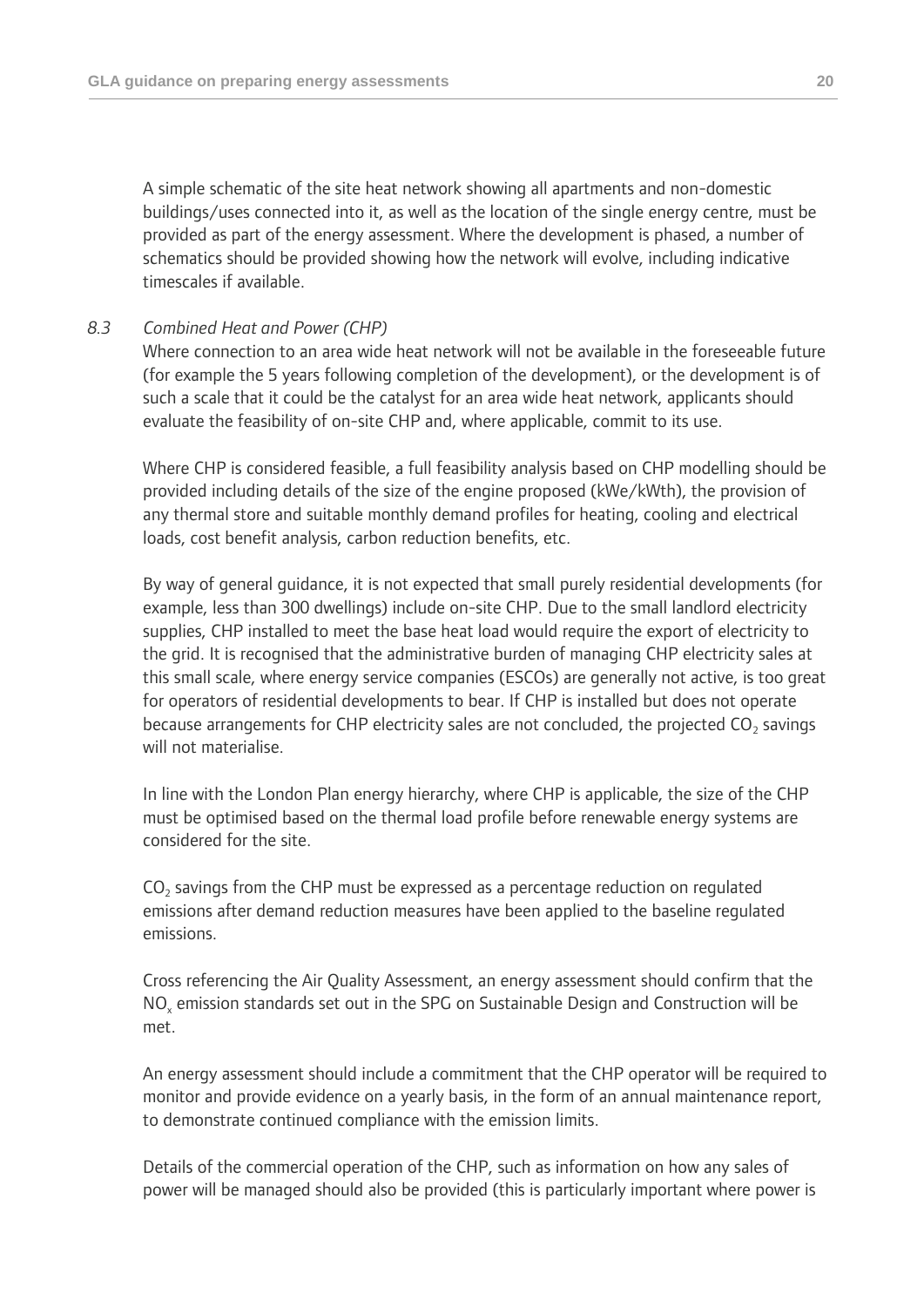A simple schematic of the site heat network showing all apartments and non-domestic buildings/uses connected into it, as well as the location of the single energy centre, must be provided as part of the energy assessment. Where the development is phased, a number of schematics should be provided showing how the network will evolve, including indicative timescales if available.

### *8.3 Combined Heat and Power (CHP)*

Where connection to an area wide heat network will not be available in the foreseeable future (for example the 5 years following completion of the development), or the development is of such a scale that it could be the catalyst for an area wide heat network, applicants should evaluate the feasibility of on-site CHP and, where applicable, commit to its use.

Where CHP is considered feasible, a full feasibility analysis based on CHP modelling should be provided including details of the size of the engine proposed (kWe/kWth), the provision of any thermal store and suitable monthly demand profiles for heating, cooling and electrical loads, cost benefit analysis, carbon reduction benefits, etc.

By way of general guidance, it is not expected that small purely residential developments (for example, less than 300 dwellings) include on-site CHP. Due to the small landlord electricity supplies, CHP installed to meet the base heat load would require the export of electricity to the grid. It is recognised that the administrative burden of managing CHP electricity sales at this small scale, where energy service companies (ESCOs) are generally not active, is too great for operators of residential developments to bear. If CHP is installed but does not operate because arrangements for CHP electricity sales are not concluded, the projected $CO_2$ savings will not materialise.

In line with the London Plan energy hierarchy, where CHP is applicable, the size of the CHP must be optimised based on the thermal load profile before renewable energy systems are considered for the site.

$CO_2$ savings from the CHP must be expressed as a percentage reduction on regulated emissions after demand reduction measures have been applied to the baseline regulated emissions.

Cross referencing the Air Quality Assessment, an energy assessment should confirm that the $NO_x$ emission standards set out in the SPG on Sustainable Design and Construction will be met.

An energy assessment should include a commitment that the CHP operator will be required to monitor and provide evidence on a yearly basis, in the form of an annual maintenance report, to demonstrate continued compliance with the emission limits.

Details of the commercial operation of the CHP, such as information on how any sales of power will be managed should also be provided (this is particularly important where power is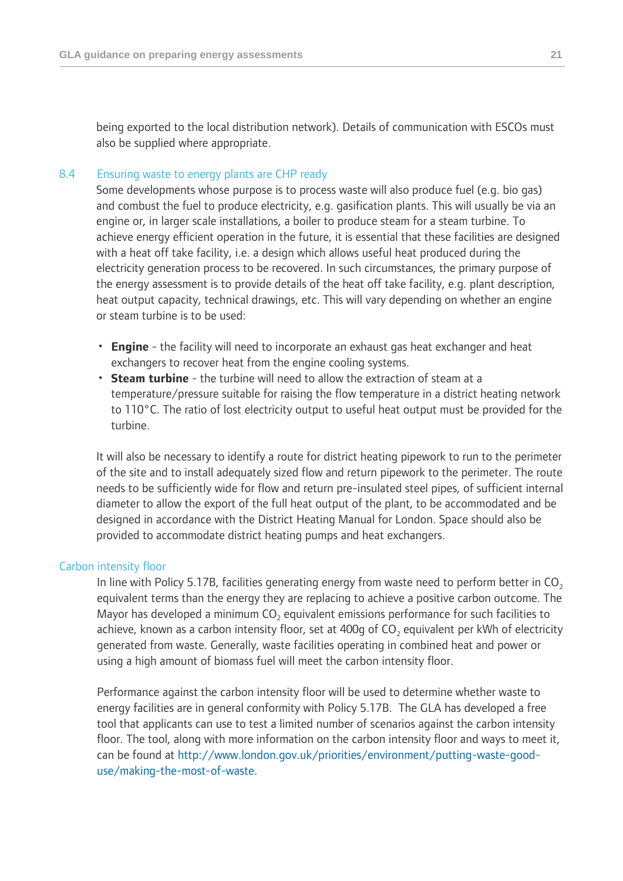being exported to the local distribution network). Details of communication with ESCOs must also be supplied where appropriate.

## 8.4 Ensuring waste to energy plants are CHP ready

Some developments whose purpose is to process waste will also produce fuel (e.g. bio gas) and combust the fuel to produce electricity, e.g. gasification plants. This will usually be via an engine or, in larger scale installations, a boiler to produce steam for a steam turbine. To achieve energy efficient operation in the future, it is essential that these facilities are designed with a heat off take facility, i.e. a design which allows useful heat produced during the electricity generation process to be recovered. In such circumstances, the primary purpose of the energy assessment is to provide details of the heat off take facility, e.g. plant description, heat output capacity, technical drawings, etc. This will vary depending on whether an engine or steam turbine is to be used:

- **Engine** - the facility will need to incorporate an exhaust gas heat exchanger and heat exchangers to recover heat from the engine cooling systems.
- **Steam turbine** - the turbine will need to allow the extraction of steam at a temperature/pressure suitable for raising the flow temperature in a district heating network to 110°C. The ratio of lost electricity output to useful heat output must be provided for the turbine.

It will also be necessary to identify a route for district heating pipework to run to the perimeter of the site and to install adequately sized flow and return pipework to the perimeter. The route needs to be sufficiently wide for flow and return pre-insulated steel pipes, of sufficient internal diameter to allow the export of the full heat output of the plant, to be accommodated and be designed in accordance with the District Heating Manual for London. Space should also be provided to accommodate district heating pumps and heat exchangers.

### Carbon intensity floor

In line with Policy 5.17B, facilities generating energy from waste need to perform better in $CO_2$ equivalent terms than the energy they are replacing to achieve a positive carbon outcome. The Mayor has developed a minimum $CO_2$ equivalent emissions performance for such facilities to achieve, known as a carbon intensity floor, set at 400g of $CO_2$ equivalent per kWh of electricity generated from waste. Generally, waste facilities operating in combined heat and power or using a high amount of biomass fuel will meet the carbon intensity floor.

Performance against the carbon intensity floor will be used to determine whether waste to energy facilities are in general conformity with Policy 5.17B. The GLA has developed a free tool that applicants can use to test a limited number of scenarios against the carbon intensity floor. The tool, along with more information on the carbon intensity floor and ways to meet it, can be found at http://www.london.gov.uk/priorities/environment/putting-waste-good-use/making-the-most-of-waste.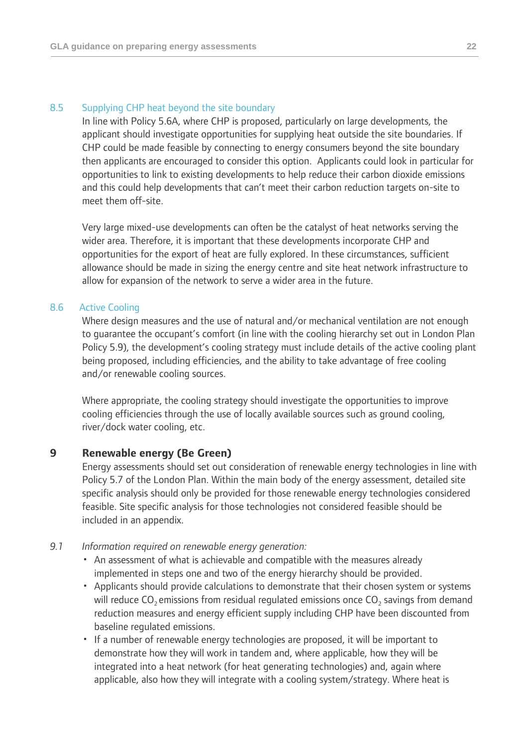### 8.5 Supplying CHP heat beyond the site boundary

In line with Policy 5.6A, where CHP is proposed, particularly on large developments, the applicant should investigate opportunities for supplying heat outside the site boundaries. If CHP could be made feasible by connecting to energy consumers beyond the site boundary then applicants are encouraged to consider this option. Applicants could look in particular for opportunities to link to existing developments to help reduce their carbon dioxide emissions and this could help developments that can't meet their carbon reduction targets on-site to meet them off-site.

Very large mixed-use developments can often be the catalyst of heat networks serving the wider area. Therefore, it is important that these developments incorporate CHP and opportunities for the export of heat are fully explored. In these circumstances, sufficient allowance should be made in sizing the energy centre and site heat network infrastructure to allow for expansion of the network to serve a wider area in the future.

### 8.6 Active Cooling

Where design measures and the use of natural and/or mechanical ventilation are not enough to guarantee the occupant's comfort (in line with the cooling hierarchy set out in London Plan Policy 5.9), the development's cooling strategy must include details of the active cooling plant being proposed, including efficiencies, and the ability to take advantage of free cooling and/or renewable cooling sources.

Where appropriate, the cooling strategy should investigate the opportunities to improve cooling efficiencies through the use of locally available sources such as ground cooling, river/dock water cooling, etc.

## 9 Renewable energy (Be Green)

Energy assessments should set out consideration of renewable energy technologies in line with Policy 5.7 of the London Plan. Within the main body of the energy assessment, detailed site specific analysis should only be provided for those renewable energy technologies considered feasible. Site specific analysis for those technologies not considered feasible should be included in an appendix.

*9.1 Information required on renewable energy generation:*

- An assessment of what is achievable and compatible with the measures already implemented in steps one and two of the energy hierarchy should be provided.
- Applicants should provide calculations to demonstrate that their chosen system or systems will reduce $CO_2$ emissions from residual regulated emissions once $CO_2$ savings from demand reduction measures and energy efficient supply including CHP have been discounted from baseline regulated emissions.
- If a number of renewable energy technologies are proposed, it will be important to demonstrate how they will work in tandem and, where applicable, how they will be integrated into a heat network (for heat generating technologies) and, again where applicable, also how they will integrate with a cooling system/strategy. Where heat is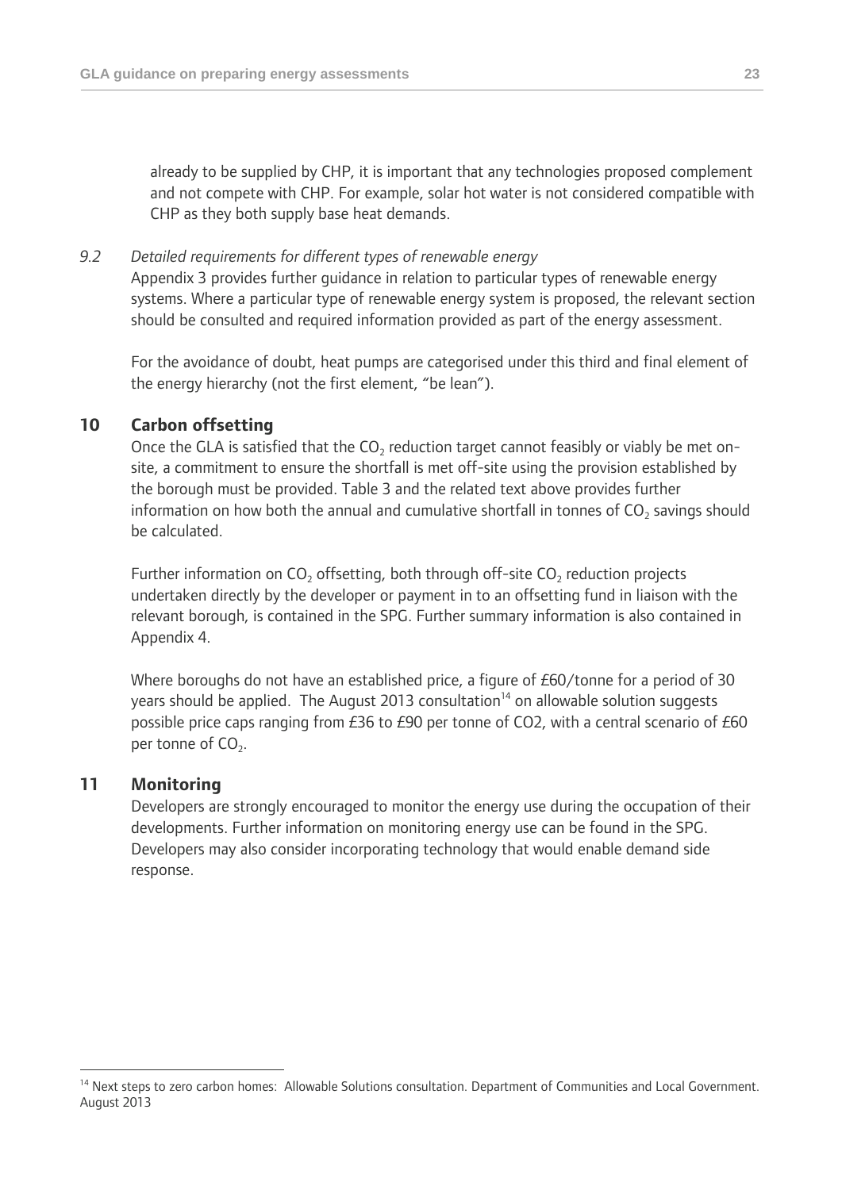already to be supplied by CHP, it is important that any technologies proposed complement and not compete with CHP. For example, solar hot water is not considered compatible with CHP as they both supply base heat demands.

*9.2 Detailed requirements for different types of renewable energy*

Appendix 3 provides further guidance in relation to particular types of renewable energy systems. Where a particular type of renewable energy system is proposed, the relevant section should be consulted and required information provided as part of the energy assessment.

For the avoidance of doubt, heat pumps are categorised under this third and final element of the energy hierarchy (not the first element, "be lean").

## 10 Carbon offsetting

Once the GLA is satisfied that the $CO_2$ reduction target cannot feasibly or viably be met on-site, a commitment to ensure the shortfall is met off-site using the provision established by the borough must be provided. Table 3 and the related text above provides further information on how both the annual and cumulative shortfall in tonnes of $CO_2$ savings should be calculated.

Further information on $CO_2$ offsetting, both through off-site $CO_2$ reduction projects undertaken directly by the developer or payment in to an offsetting fund in liaison with the relevant borough, is contained in the SPG. Further summary information is also contained in Appendix 4.

Where boroughs do not have an established price, a figure of £60/tonne for a period of 30 years should be applied. The August 2013 consultation[14] on allowable solution suggests possible price caps ranging from £36 to £90 per tonne of CO2, with a central scenario of £60 per tonne of $CO_2$.

## 11 Monitoring

Developers are strongly encouraged to monitor the energy use during the occupation of their developments. Further information on monitoring energy use can be found in the SPG. Developers may also consider incorporating technology that would enable demand side response.

[14] Next steps to zero carbon homes: Allowable Solutions consultation. Department of Communities and Local Government. August 2013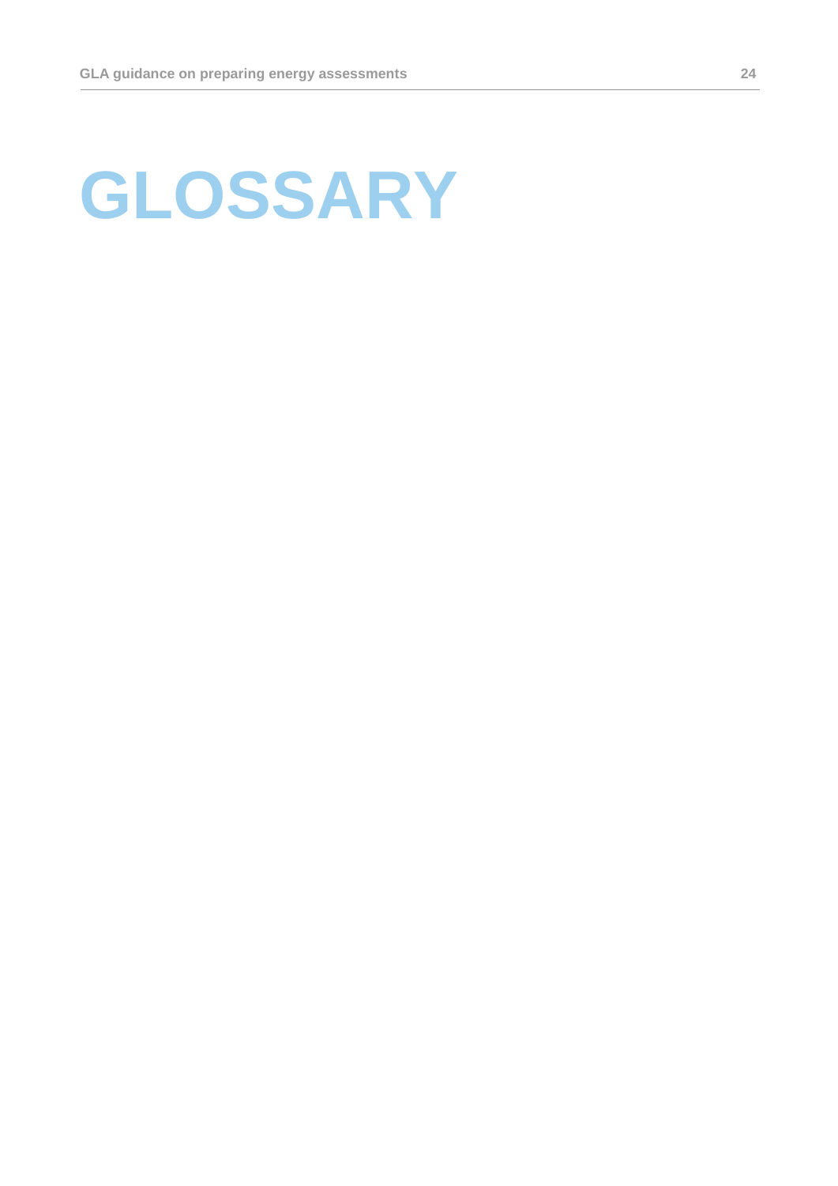# GLOSSARY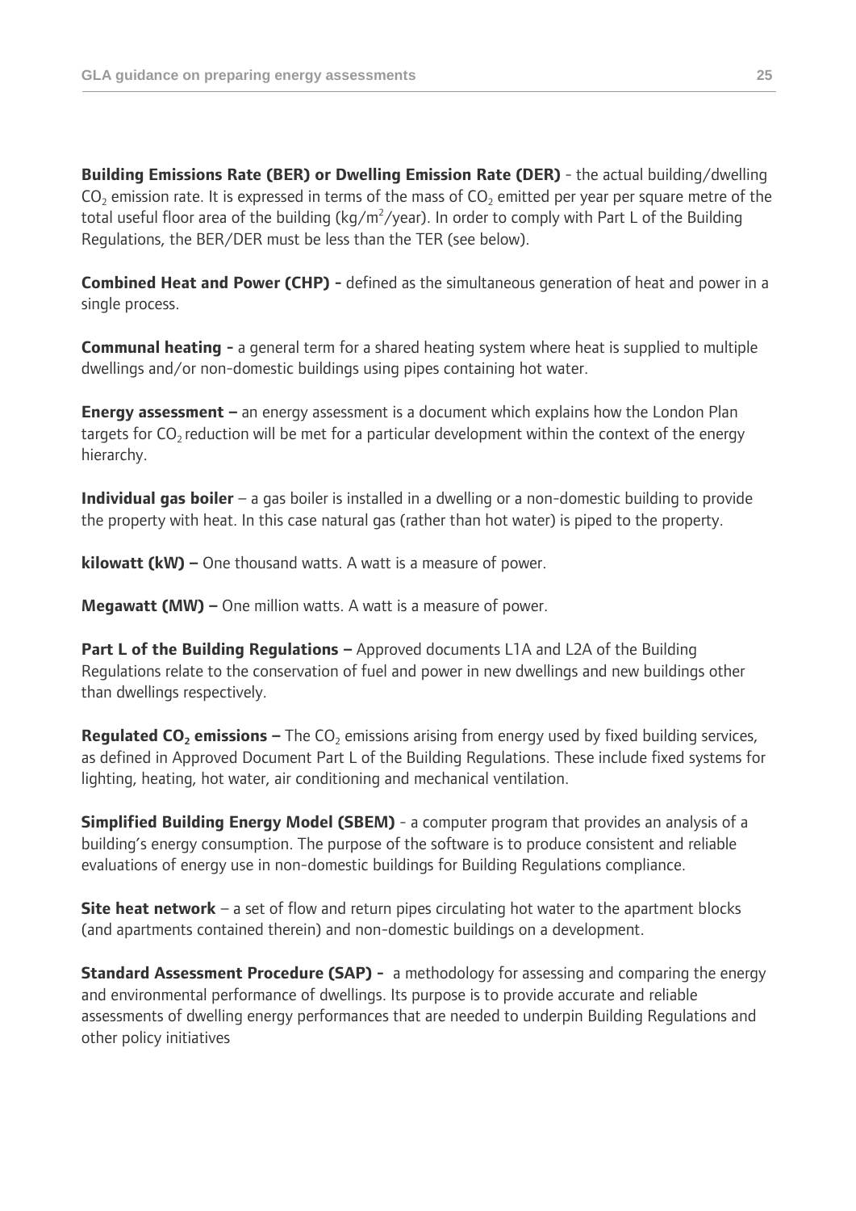**Building Emissions Rate (BER) or Dwelling Emission Rate (DER)** - the actual building/dwelling $CO_2$ emission rate. It is expressed in terms of the mass of $CO_2$ emitted per year per square metre of the total useful floor area of the building ($kg/m^2/year$). In order to comply with Part L of the Building Regulations, the BER/DER must be less than the TER (see below).

**Combined Heat and Power (CHP) -** defined as the simultaneous generation of heat and power in a single process.

**Communal heating -** a general term for a shared heating system where heat is supplied to multiple dwellings and/or non-domestic buildings using pipes containing hot water.

**Energy assessment –** an energy assessment is a document which explains how the London Plan targets for $CO_2$ reduction will be met for a particular development within the context of the energy hierarchy.

**Individual gas boiler** – a gas boiler is installed in a dwelling or a non-domestic building to provide the property with heat. In this case natural gas (rather than hot water) is piped to the property.

**kilowatt (kW) –** One thousand watts. A watt is a measure of power.

**Megawatt (MW) –** One million watts. A watt is a measure of power.

**Part L of the Building Regulations –** Approved documents L1A and L2A of the Building Regulations relate to the conservation of fuel and power in new dwellings and new buildings other than dwellings respectively.

**Regulated $CO_2$ emissions –** The $CO_2$ emissions arising from energy used by fixed building services, as defined in Approved Document Part L of the Building Regulations. These include fixed systems for lighting, heating, hot water, air conditioning and mechanical ventilation.

**Simplified Building Energy Model (SBEM)** - a computer program that provides an analysis of a building's energy consumption. The purpose of the software is to produce consistent and reliable evaluations of energy use in non-domestic buildings for Building Regulations compliance.

**Site heat network** – a set of flow and return pipes circulating hot water to the apartment blocks (and apartments contained therein) and non-domestic buildings on a development.

**Standard Assessment Procedure (SAP) -** a methodology for assessing and comparing the energy and environmental performance of dwellings. Its purpose is to provide accurate and reliable assessments of dwelling energy performances that are needed to underpin Building Regulations and other policy initiatives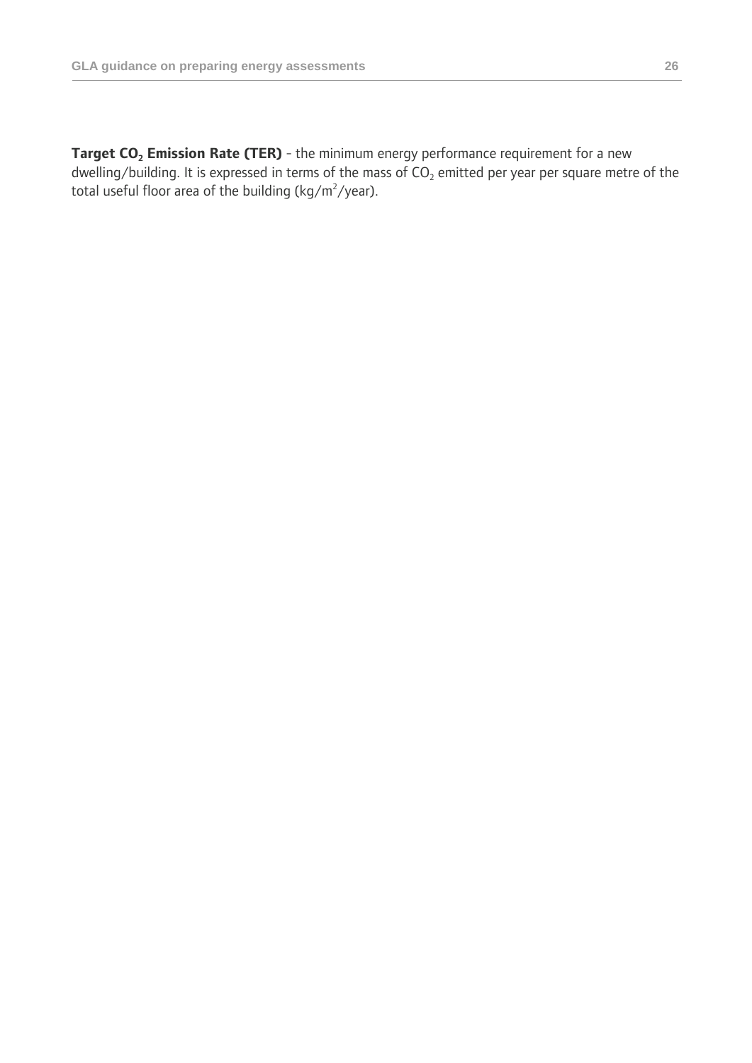**Target $CO_2$ Emission Rate (TER)** - the minimum energy performance requirement for a new dwelling/building. It is expressed in terms of the mass of $CO_2$ emitted per year per square metre of the total useful floor area of the building ($kg/m^2/year$).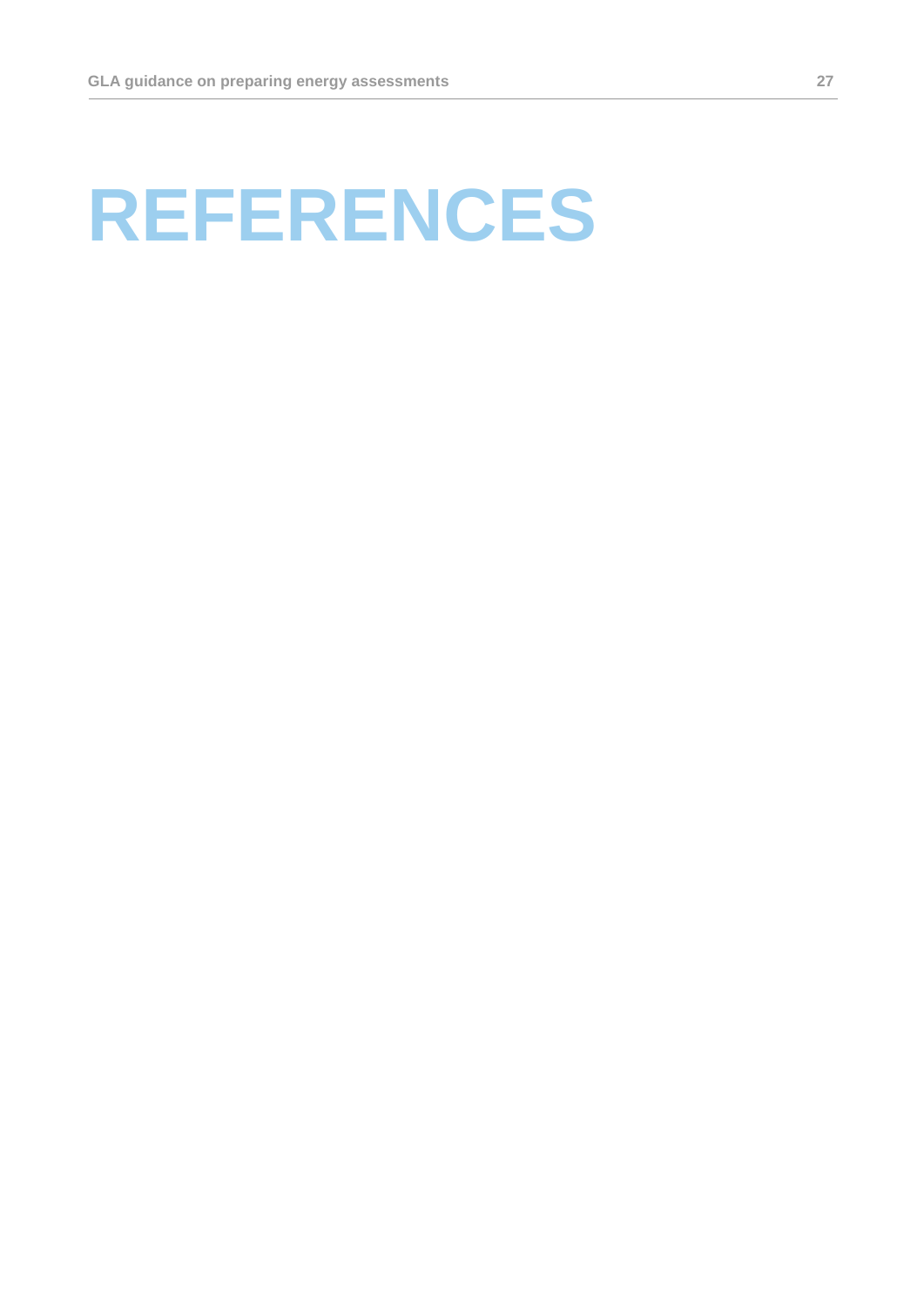# REFERENCES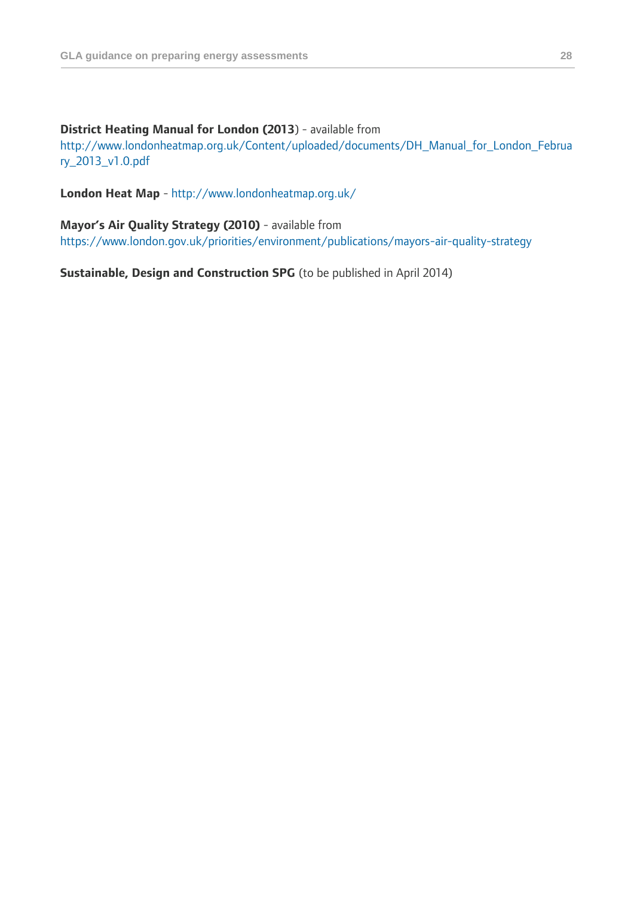**District Heating Manual for London (2013**) - available from http://www.londonheatmap.org.uk/Content/uploaded/documents/DH_Manual_for_London_February_2013_v1.0.pdf

**London Heat Map** - http://www.londonheatmap.org.uk/

**Mayor's Air Quality Strategy (2010)** - available from https://www.london.gov.uk/priorities/environment/publications/mayors-air-quality-strategy

**Sustainable, Design and Construction SPG** (to be published in April 2014)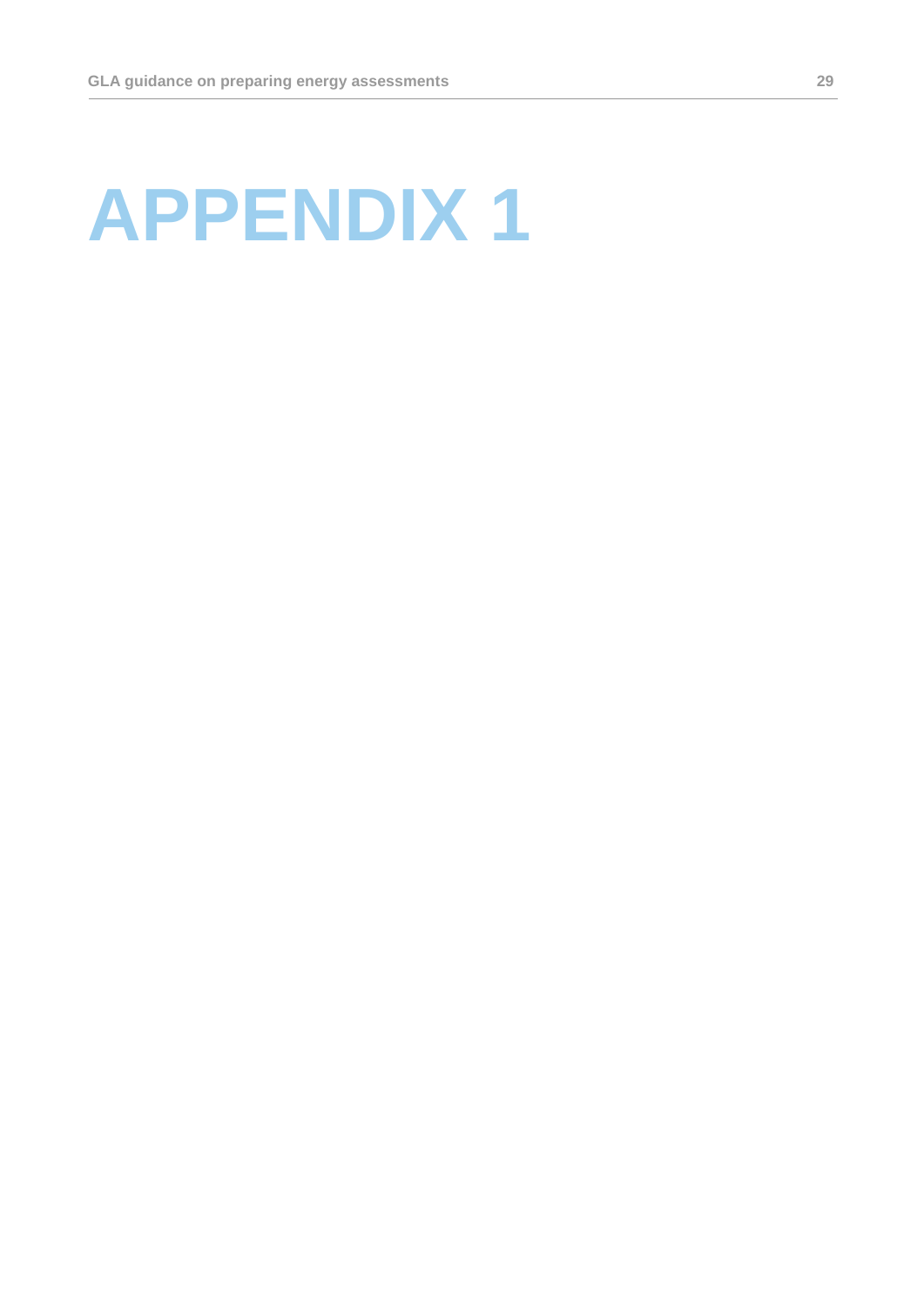# APPENDIX 1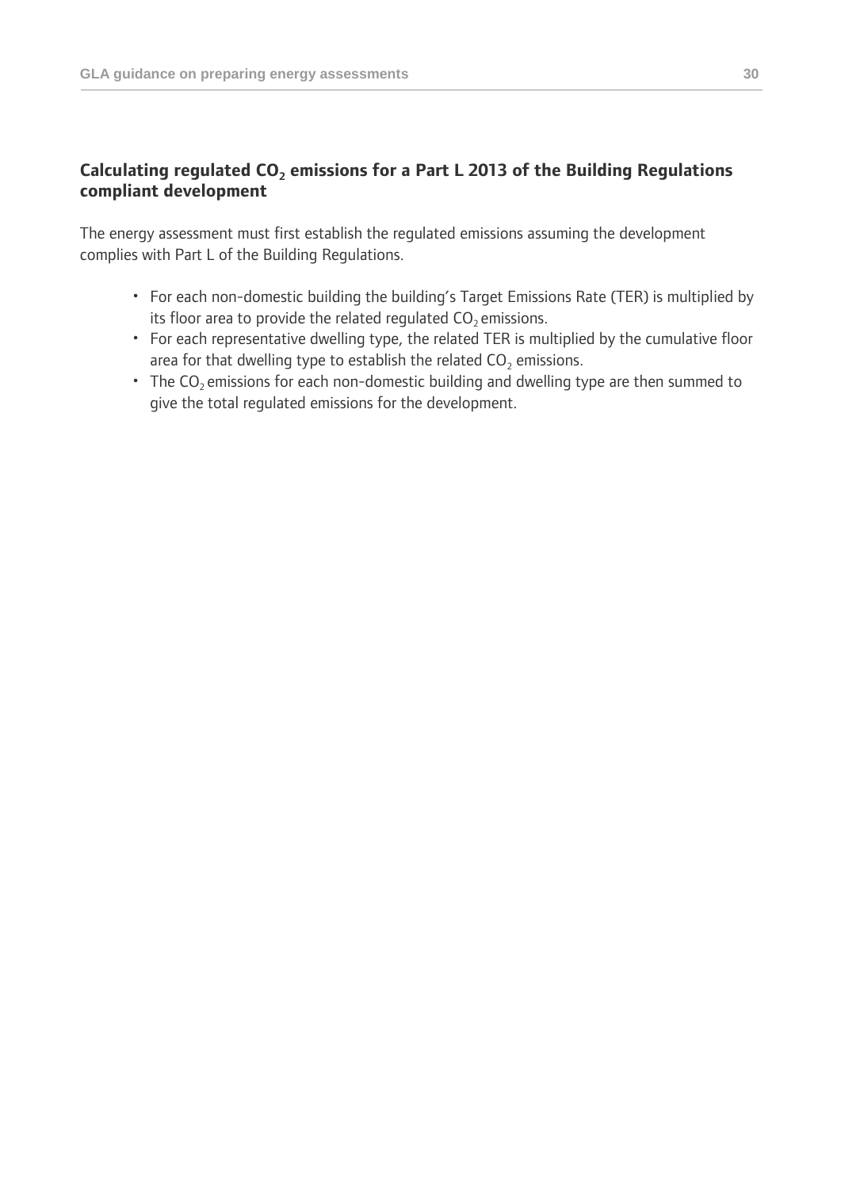## Calculating regulated $CO_2$ emissions for a Part L 2013 of the Building Regulations compliant development

The energy assessment must first establish the regulated emissions assuming the development complies with Part L of the Building Regulations.

- For each non-domestic building the building's Target Emissions Rate (TER) is multiplied by its floor area to provide the related regulated $CO_2$ emissions.
- For each representative dwelling type, the related TER is multiplied by the cumulative floor area for that dwelling type to establish the related $CO_2$ emissions.
- The $CO_2$ emissions for each non-domestic building and dwelling type are then summed to give the total regulated emissions for the development.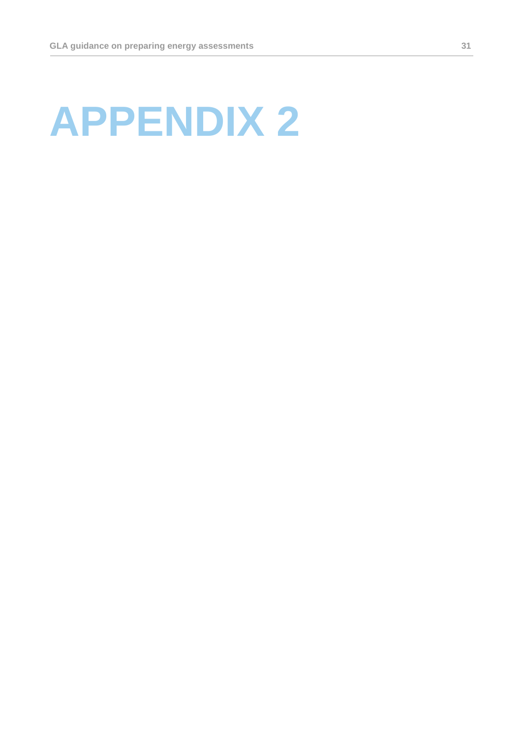# APPENDIX 2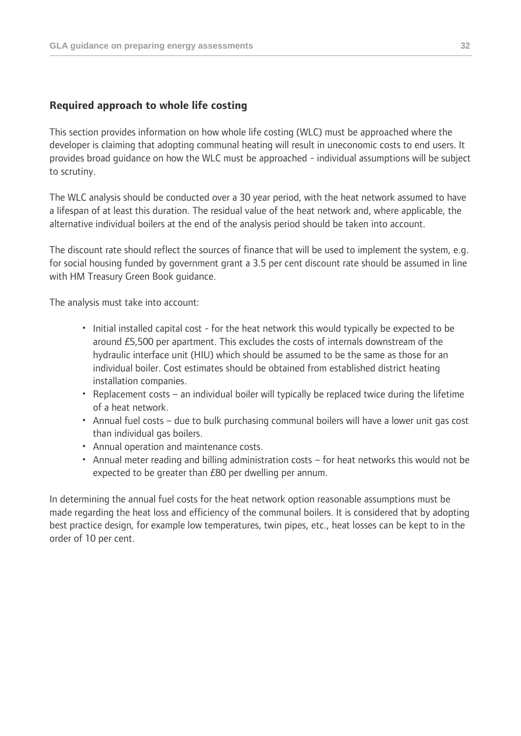## Required approach to whole life costing

This section provides information on how whole life costing (WLC) must be approached where the developer is claiming that adopting communal heating will result in uneconomic costs to end users. It provides broad guidance on how the WLC must be approached - individual assumptions will be subject to scrutiny.

The WLC analysis should be conducted over a 30 year period, with the heat network assumed to have a lifespan of at least this duration. The residual value of the heat network and, where applicable, the alternative individual boilers at the end of the analysis period should be taken into account.

The discount rate should reflect the sources of finance that will be used to implement the system, e.g. for social housing funded by government grant a 3.5 per cent discount rate should be assumed in line with HM Treasury Green Book guidance.

The analysis must take into account:

- Initial installed capital cost - for the heat network this would typically be expected to be around £5,500 per apartment. This excludes the costs of internals downstream of the hydraulic interface unit (HIU) which should be assumed to be the same as those for an individual boiler. Cost estimates should be obtained from established district heating installation companies.
- Replacement costs – an individual boiler will typically be replaced twice during the lifetime of a heat network.
- Annual fuel costs – due to bulk purchasing communal boilers will have a lower unit gas cost than individual gas boilers.
- Annual operation and maintenance costs.
- Annual meter reading and billing administration costs – for heat networks this would not be expected to be greater than £80 per dwelling per annum.

In determining the annual fuel costs for the heat network option reasonable assumptions must be made regarding the heat loss and efficiency of the communal boilers. It is considered that by adopting best practice design, for example low temperatures, twin pipes, etc., heat losses can be kept to in the order of 10 per cent.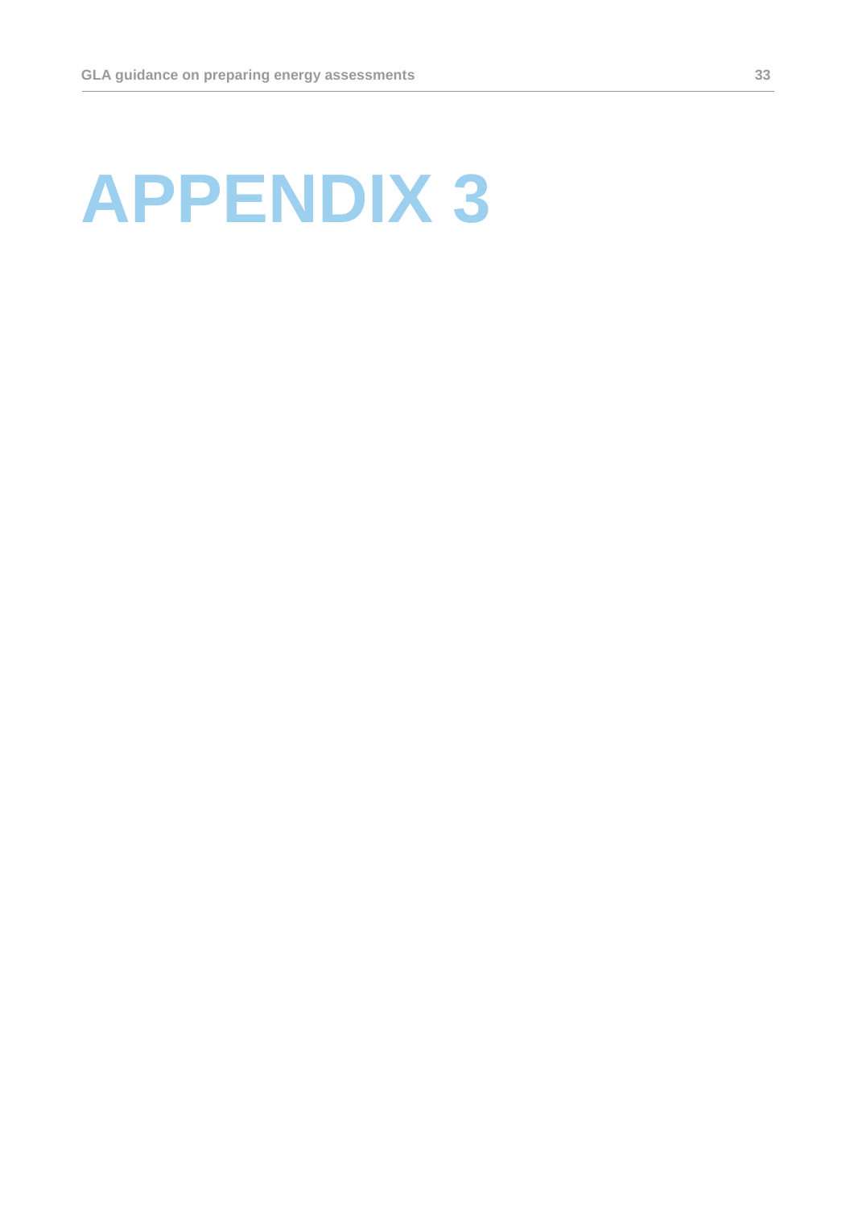# APPENDIX 3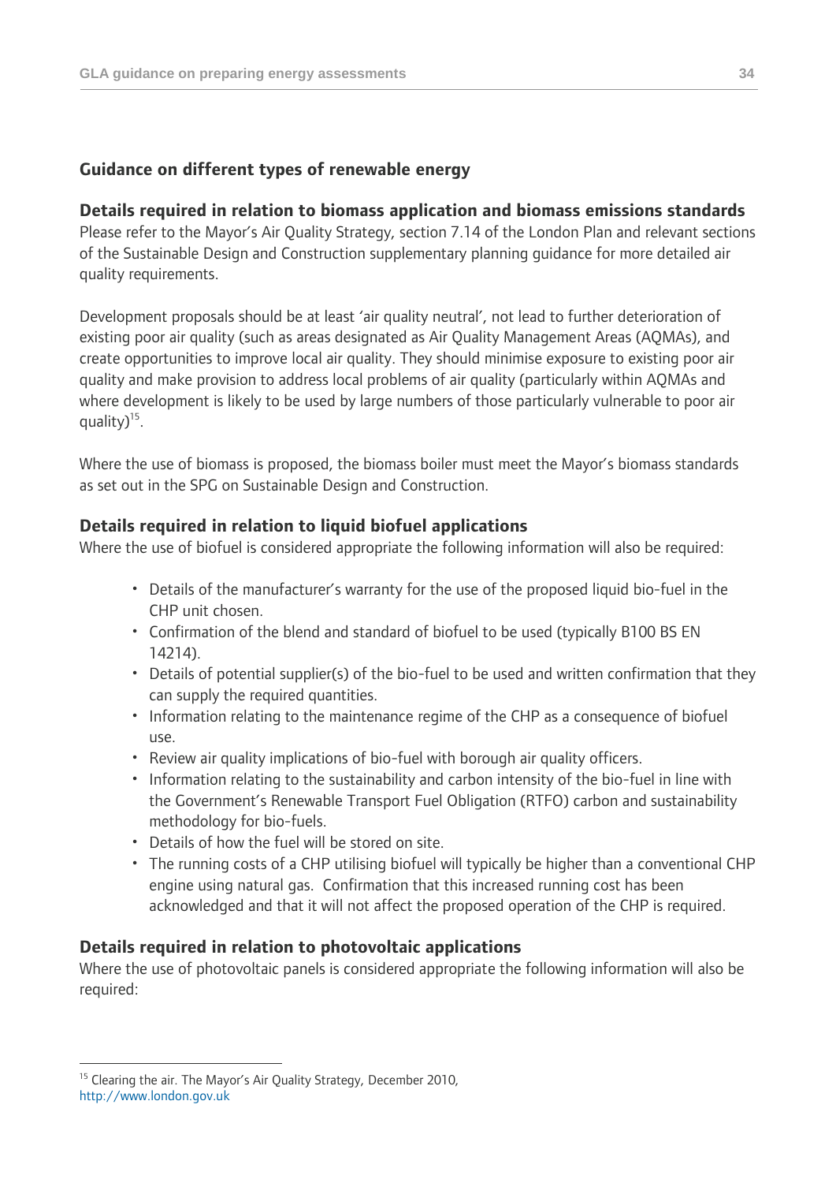## Guidance on different types of renewable energy

### Details required in relation to biomass application and biomass emissions standards

Please refer to the Mayor's Air Quality Strategy, section 7.14 of the London Plan and relevant sections of the Sustainable Design and Construction supplementary planning guidance for more detailed air quality requirements.

Development proposals should be at least 'air quality neutral', not lead to further deterioration of existing poor air quality (such as areas designated as Air Quality Management Areas (AQMAs), and create opportunities to improve local air quality. They should minimise exposure to existing poor air quality and make provision to address local problems of air quality (particularly within AQMAs and where development is likely to be used by large numbers of those particularly vulnerable to poor air quality)[15].

Where the use of biomass is proposed, the biomass boiler must meet the Mayor's biomass standards as set out in the SPG on Sustainable Design and Construction.

### Details required in relation to liquid biofuel applications

Where the use of biofuel is considered appropriate the following information will also be required:

- Details of the manufacturer's warranty for the use of the proposed liquid bio-fuel in the CHP unit chosen.
- Confirmation of the blend and standard of biofuel to be used (typically B100 BS EN 14214).
- Details of potential supplier(s) of the bio-fuel to be used and written confirmation that they can supply the required quantities.
- Information relating to the maintenance regime of the CHP as a consequence of biofuel use.
- Review air quality implications of bio-fuel with borough air quality officers.
- Information relating to the sustainability and carbon intensity of the bio-fuel in line with the Government's Renewable Transport Fuel Obligation (RTFO) carbon and sustainability methodology for bio-fuels.
- Details of how the fuel will be stored on site.
- The running costs of a CHP utilising biofuel will typically be higher than a conventional CHP engine using natural gas. Confirmation that this increased running cost has been acknowledged and that it will not affect the proposed operation of the CHP is required.

### Details required in relation to photovoltaic applications

Where the use of photovoltaic panels is considered appropriate the following information will also be required:

---

[15] Clearing the air. The Mayor's Air Quality Strategy, December 2010, http://www.london.gov.uk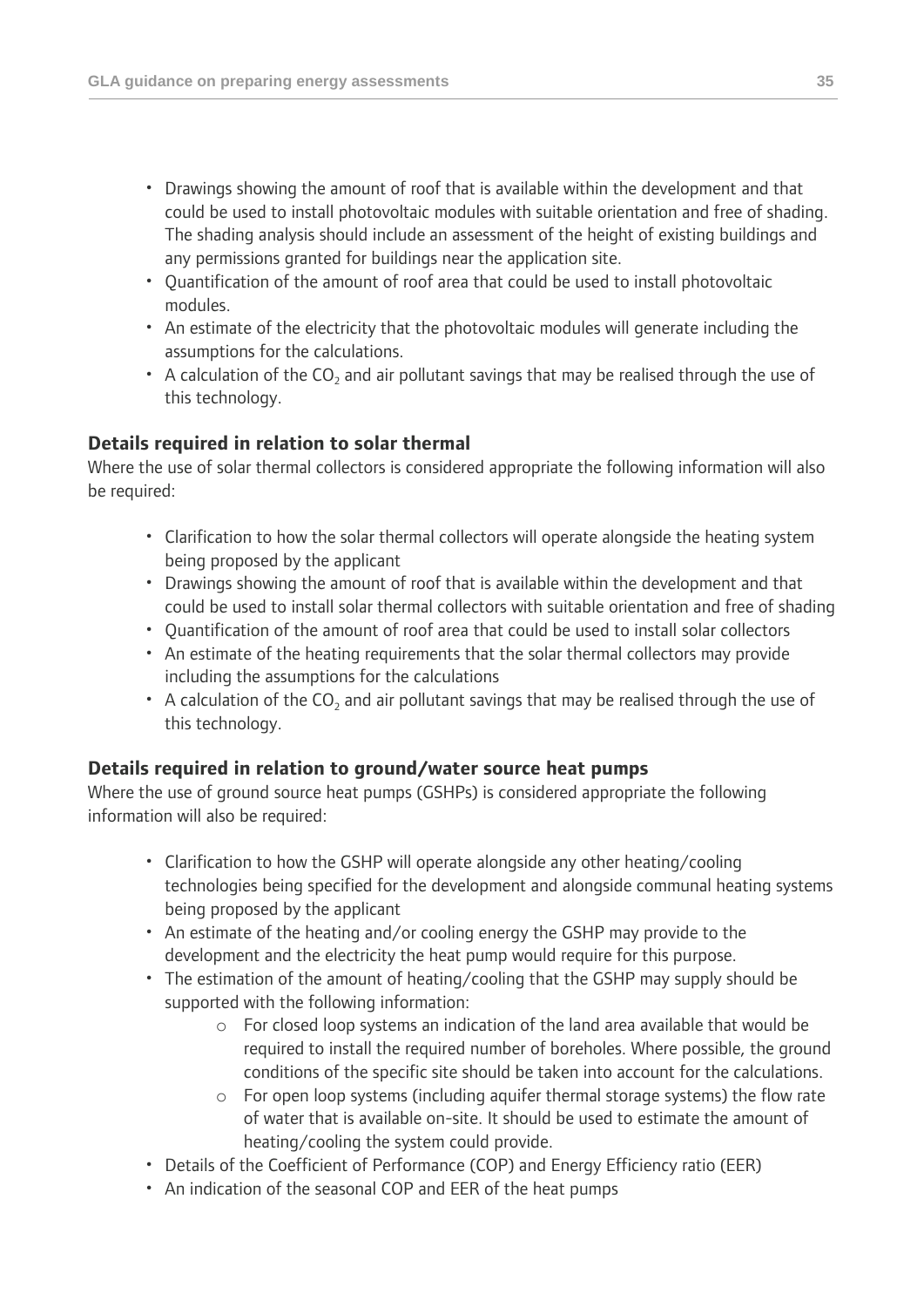- Drawings showing the amount of roof that is available within the development and that could be used to install photovoltaic modules with suitable orientation and free of shading. The shading analysis should include an assessment of the height of existing buildings and any permissions granted for buildings near the application site.
- Quantification of the amount of roof area that could be used to install photovoltaic modules.
- An estimate of the electricity that the photovoltaic modules will generate including the assumptions for the calculations.
- A calculation of the $CO_2$ and air pollutant savings that may be realised through the use of this technology.

**Details required in relation to solar thermal**

Where the use of solar thermal collectors is considered appropriate the following information will also be required:

- Clarification to how the solar thermal collectors will operate alongside the heating system being proposed by the applicant
- Drawings showing the amount of roof that is available within the development and that could be used to install solar thermal collectors with suitable orientation and free of shading
- Quantification of the amount of roof area that could be used to install solar collectors
- An estimate of the heating requirements that the solar thermal collectors may provide including the assumptions for the calculations
- A calculation of the $CO_2$ and air pollutant savings that may be realised through the use of this technology.

**Details required in relation to ground/water source heat pumps**

Where the use of ground source heat pumps (GSHPs) is considered appropriate the following information will also be required:

- Clarification to how the GSHP will operate alongside any other heating/cooling technologies being specified for the development and alongside communal heating systems being proposed by the applicant
- An estimate of the heating and/or cooling energy the GSHP may provide to the development and the electricity the heat pump would require for this purpose.
- The estimation of the amount of heating/cooling that the GSHP may supply should be supported with the following information:
    - For closed loop systems an indication of the land area available that would be required to install the required number of boreholes. Where possible, the ground conditions of the specific site should be taken into account for the calculations.
    - For open loop systems (including aquifer thermal storage systems) the flow rate of water that is available on-site. It should be used to estimate the amount of heating/cooling the system could provide.
- Details of the Coefficient of Performance (COP) and Energy Efficiency ratio (EER)
- An indication of the seasonal COP and EER of the heat pumps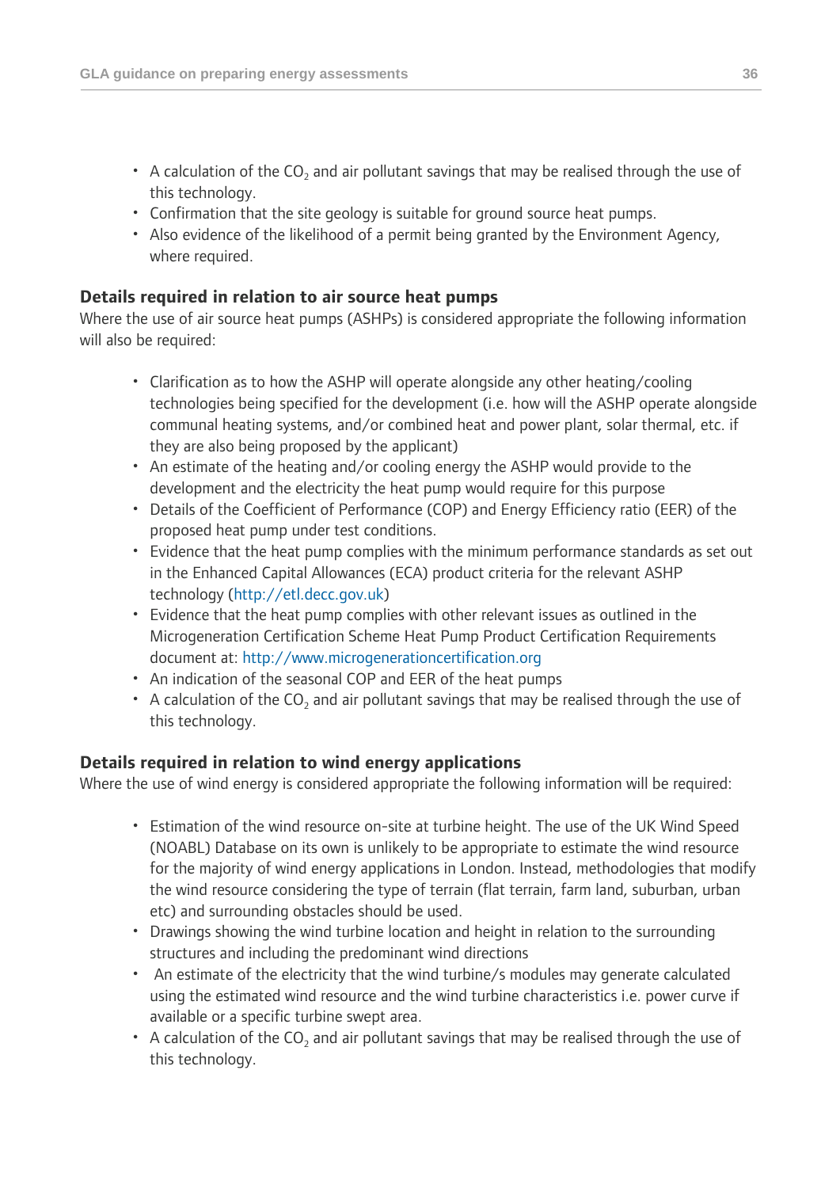- A calculation of the $CO_2$ and air pollutant savings that may be realised through the use of this technology.
- Confirmation that the site geology is suitable for ground source heat pumps.
- Also evidence of the likelihood of a permit being granted by the Environment Agency, where required.

### Details required in relation to air source heat pumps

Where the use of air source heat pumps (ASHPs) is considered appropriate the following information will also be required:

- Clarification as to how the ASHP will operate alongside any other heating/cooling technologies being specified for the development (i.e. how will the ASHP operate alongside communal heating systems, and/or combined heat and power plant, solar thermal, etc. if they are also being proposed by the applicant)
- An estimate of the heating and/or cooling energy the ASHP would provide to the development and the electricity the heat pump would require for this purpose
- Details of the Coefficient of Performance (COP) and Energy Efficiency ratio (EER) of the proposed heat pump under test conditions.
- Evidence that the heat pump complies with the minimum performance standards as set out in the Enhanced Capital Allowances (ECA) product criteria for the relevant ASHP technology (http://etl.decc.gov.uk)
- Evidence that the heat pump complies with other relevant issues as outlined in the Microgeneration Certification Scheme Heat Pump Product Certification Requirements document at: http://www.microgenerationcertification.org
- An indication of the seasonal COP and EER of the heat pumps
- A calculation of the $CO_2$ and air pollutant savings that may be realised through the use of this technology.

### Details required in relation to wind energy applications

Where the use of wind energy is considered appropriate the following information will be required:

- Estimation of the wind resource on-site at turbine height. The use of the UK Wind Speed (NOABL) Database on its own is unlikely to be appropriate to estimate the wind resource for the majority of wind energy applications in London. Instead, methodologies that modify the wind resource considering the type of terrain (flat terrain, farm land, suburban, urban etc) and surrounding obstacles should be used.
- Drawings showing the wind turbine location and height in relation to the surrounding structures and including the predominant wind directions
- An estimate of the electricity that the wind turbine/s modules may generate calculated using the estimated wind resource and the wind turbine characteristics i.e. power curve if available or a specific turbine swept area.
- A calculation of the $CO_2$ and air pollutant savings that may be realised through the use of this technology.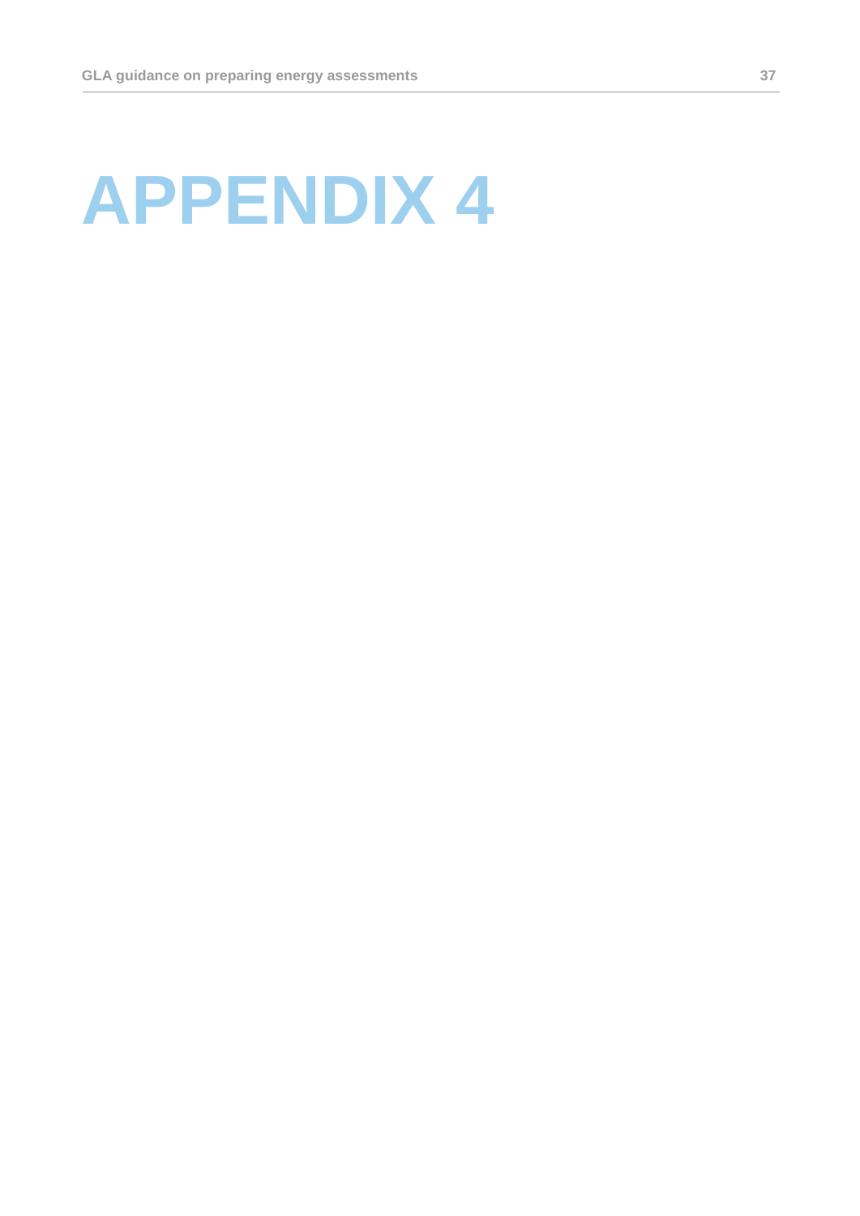# APPENDIX 4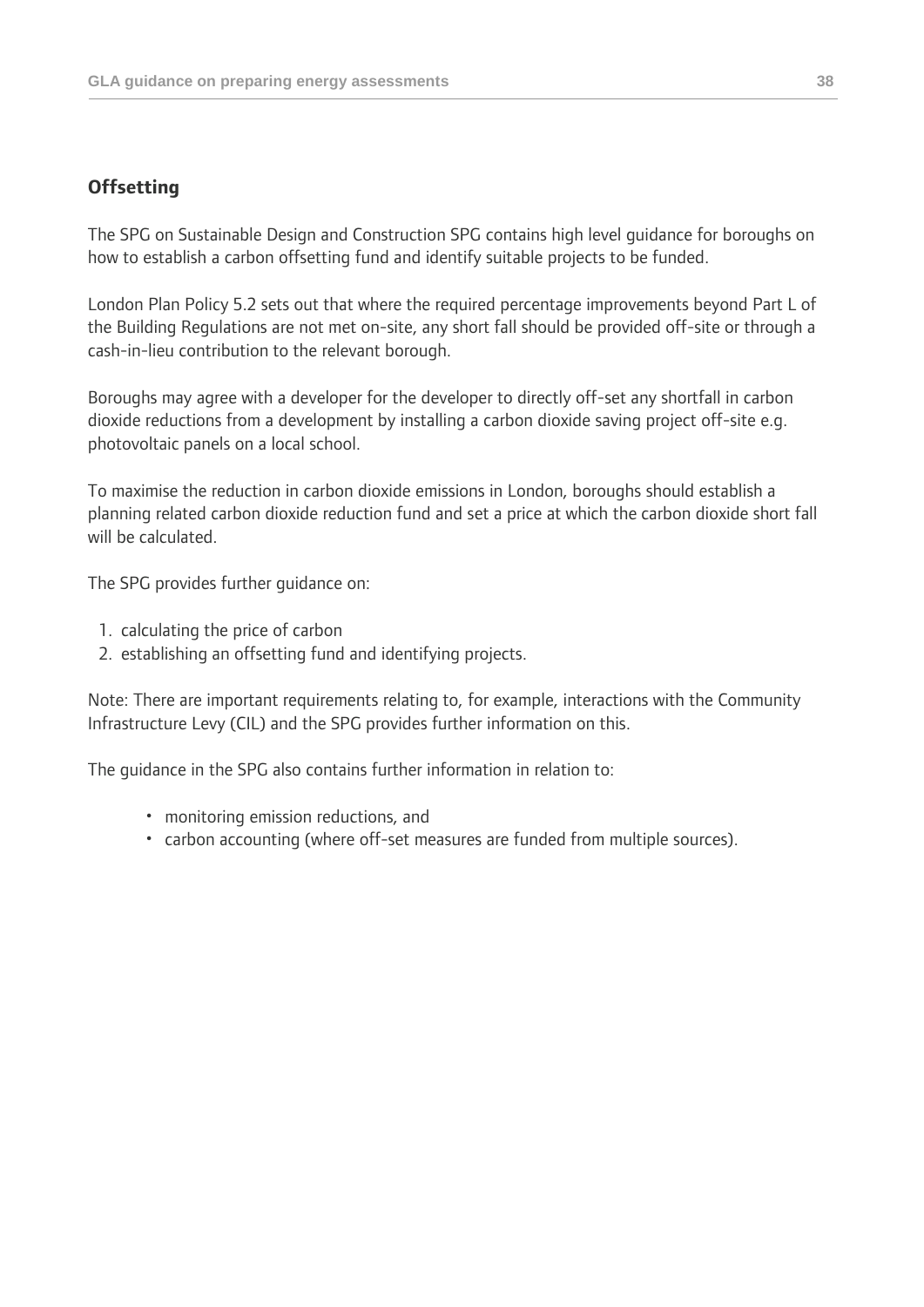## Offsetting

The SPG on Sustainable Design and Construction SPG contains high level guidance for boroughs on how to establish a carbon offsetting fund and identify suitable projects to be funded.

London Plan Policy 5.2 sets out that where the required percentage improvements beyond Part L of the Building Regulations are not met on-site, any short fall should be provided off-site or through a cash-in-lieu contribution to the relevant borough.

Boroughs may agree with a developer for the developer to directly off-set any shortfall in carbon dioxide reductions from a development by installing a carbon dioxide saving project off-site e.g. photovoltaic panels on a local school.

To maximise the reduction in carbon dioxide emissions in London, boroughs should establish a planning related carbon dioxide reduction fund and set a price at which the carbon dioxide short fall will be calculated.

The SPG provides further guidance on:

1. calculating the price of carbon
2. establishing an offsetting fund and identifying projects.

Note: There are important requirements relating to, for example, interactions with the Community Infrastructure Levy (CIL) and the SPG provides further information on this.

The guidance in the SPG also contains further information in relation to:

- monitoring emission reductions, and
- carbon accounting (where off-set measures are funded from multiple sources).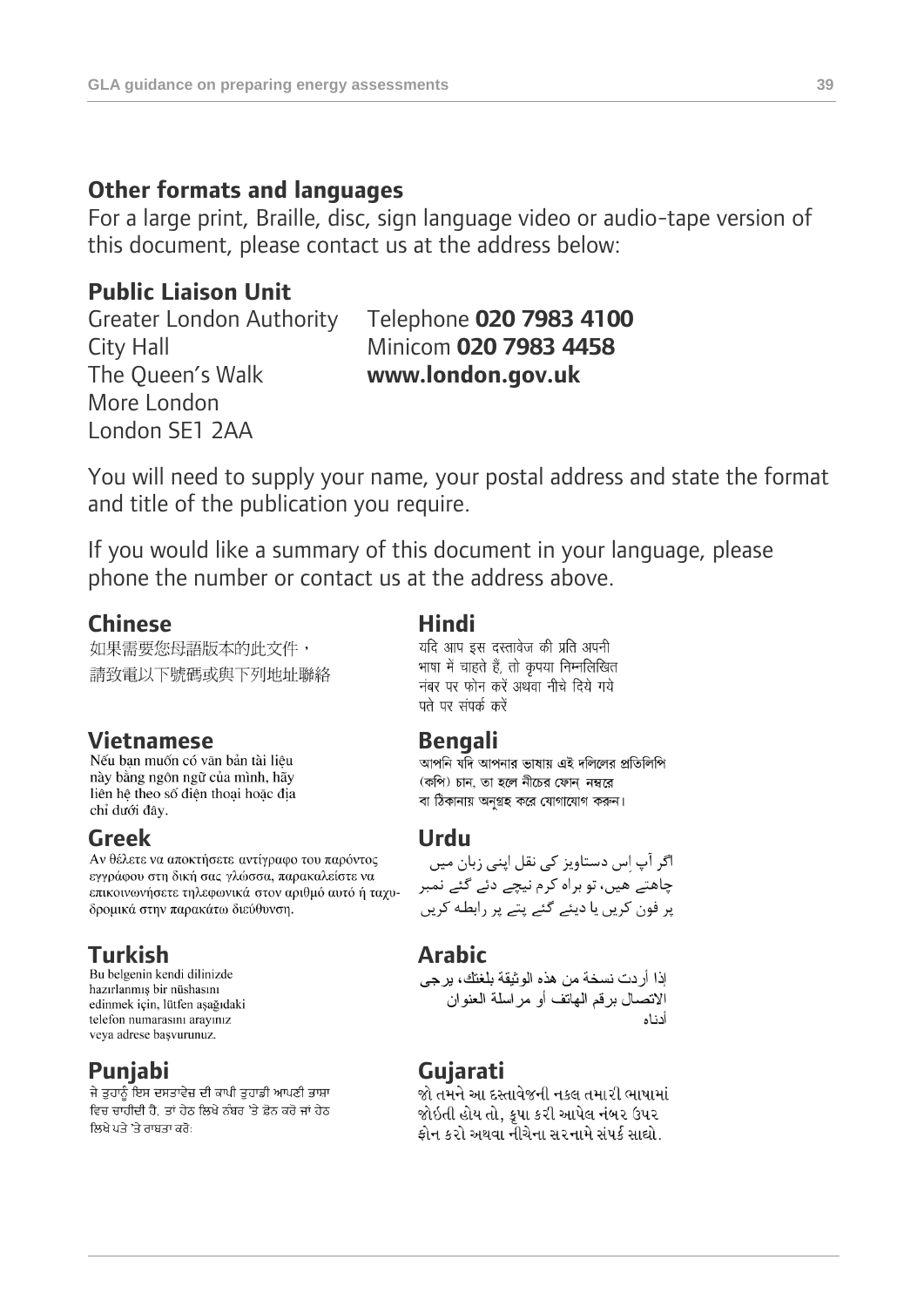## Other formats and languages

For a large print, Braille, disc, sign language video or audio-tape version of this document, please contact us at the address below:

**Public Liaison Unit**

Greater London Authority
City Hall
The Queen's Walk
More London
London SE1 2AA

Telephone **020 7983 4100**
Minicom **020 7983 4458**
**www.london.gov.uk**

You will need to supply your name, your postal address and state the format and title of the publication you require.

If you would like a summary of this document in your language, please phone the number or contact us at the address above.

### Chinese

如果需要您母語版本的此文件，
請致電以下號碼或與下列地址聯絡

### Vietnamese

Nếu bạn muốn có văn bản tài liệu này bằng ngôn ngữ của mình, hãy liên hệ theo số điện thoại hoặc địa chỉ dưới đây.

### Greek

Αν θέλετε να αποκτήσετε αντίγραφο του παρόντος εγγράφου στη δική σας γλώσσα, παρακαλείστε να επικοινωνήσετε τηλεφωνικά στον αριθμό αυτό ή ταχυδρομικά στην παρακάτω διεύθυνση.

### Turkish

Bu belgenin kendi dilinizde hazırlanmış bir nüshasını edinmek için, lütfen aşağıdaki telefon numarasını arayınız veya adrese başvurunuz.

### Punjabi

ਜੇ ਤੁਹਾਨੂੰ ਇਸ ਦਸਤਾਵੇਜ਼ ਦੀ ਕਾਪੀ ਤੁਹਾਡੀ ਆਪਣੀ ਭਾਸ਼ਾ ਵਿਚ ਚਾਹੀਦੀ ਹੈ, ਤਾਂ ਹੇਠ ਲਿਖੇ ਨੰਬਰ 'ਤੇ ਫ਼ੋਨ ਕਰੋ ਜਾਂ ਹੇਠ ਲਿਖੇ ਪਤੇ 'ਤੇ ਰਾਬਤਾ ਕਰੋ:

### Hindi

यदि आप इस दस्तावेज की प्रति अपनी भाषा में चाहते हैं, तो कृपया निम्नलिखित नंबर पर फोन करें अथवा नीचे दिये गये पते पर संपर्क करें

### Bengali

আপনি যদি আপনার ভাষায় এই দলিলের প্রতিলিপি (কপি) চান, তা হলে নীচের ফোন নম্বরে বা ঠিকানায় অনুগ্রহ করে যোগাযোগ করুন।

### Urdu

اگر آپ اِس دستاویز کی نقل اپنی زبان میں چاہتے ھیں، تو براہ کرم نیچے دئے گئے نمبر پر فون کریں یا دیئے گئے پتے پر رابطہ کریں

### Arabic

إذا أردت نسخة من هذه الوثيقة بلغتك، يرجى الاتصال برقم الهاتف أو مراسلة العنوان أدناه

### Gujarati

જો તમને આ દસ્તાવેજની નકલ તમારી ભાષામાં જોઇતી હોય તો, કૃપા કરી આપેલ નંબર ઉપર ફોન કરો અથવા નીચેના સરનામે સંપર્ક સાધો.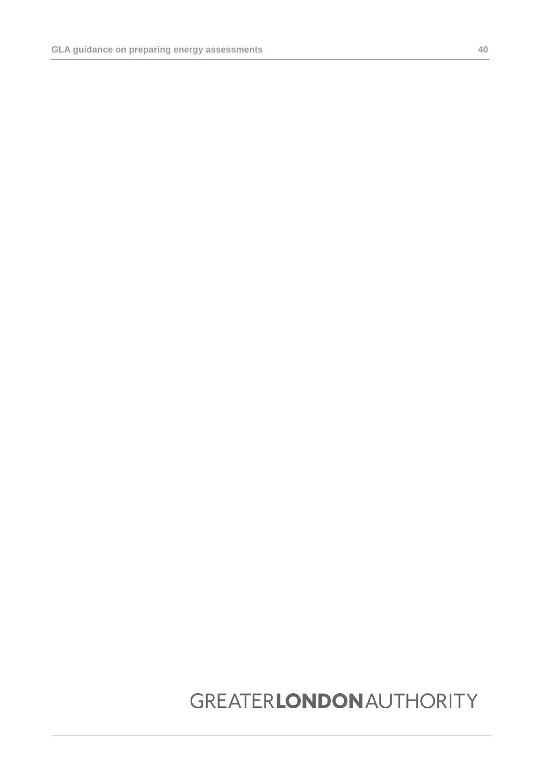GREATER**LONDON**AUTHORITY